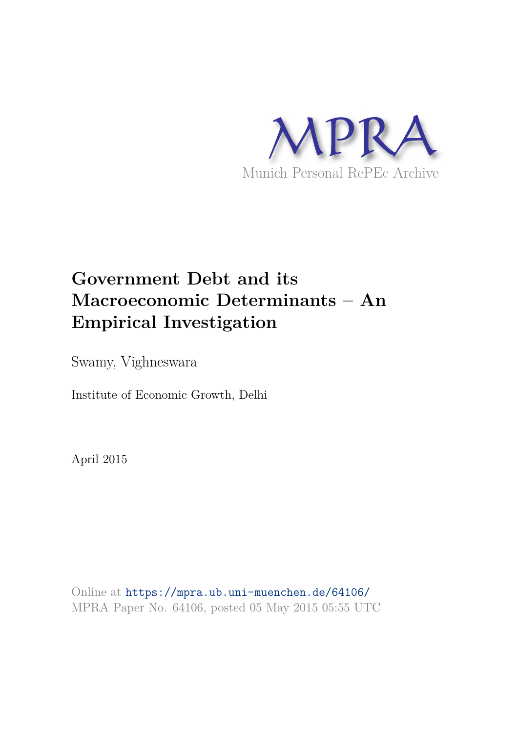MPRA

Munich Personal RePEc Archive

# Government Debt and its Macroeconomic Determinants – An Empirical Investigation

Swamy, Vighneswara

Institute of Economic Growth, Delhi

April 2015

Online at https://mpra.ub.uni-muenchen.de/64106/
MPRA Paper No. 64106, posted 05 May 2015 05:55 UTC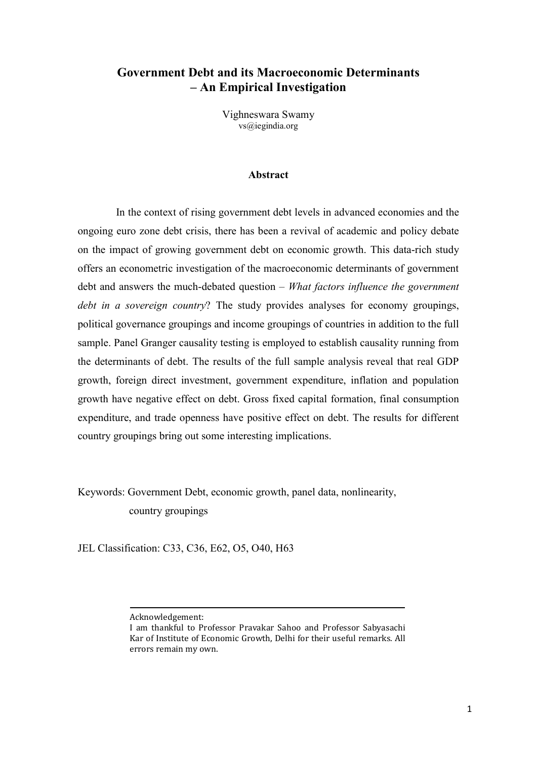# Government Debt and its Macroeconomic Determinants – An Empirical Investigation

Vighneswara Swamy
vs@iegindia.org

### Abstract

In the context of rising government debt levels in advanced economies and the ongoing euro zone debt crisis, there has been a revival of academic and policy debate on the impact of growing government debt on economic growth. This data-rich study offers an econometric investigation of the macroeconomic determinants of government debt and answers the much-debated question – *What factors influence the government debt in a sovereign country*? The study provides analyses for economy groupings, political governance groupings and income groupings of countries in addition to the full sample. Panel Granger causality testing is employed to establish causality running from the determinants of debt. The results of the full sample analysis reveal that real GDP growth, foreign direct investment, government expenditure, inflation and population growth have negative effect on debt. Gross fixed capital formation, final consumption expenditure, and trade openness have positive effect on debt. The results for different country groupings bring out some interesting implications.

Keywords: Government Debt, economic growth, panel data, nonlinearity, country groupings

JEL Classification: C33, C36, E62, O5, O40, H63

---

Acknowledgement:
I am thankful to Professor Pravakar Sahoo and Professor Sabyasachi Kar of Institute of Economic Growth, Delhi for their useful remarks. All errors remain my own.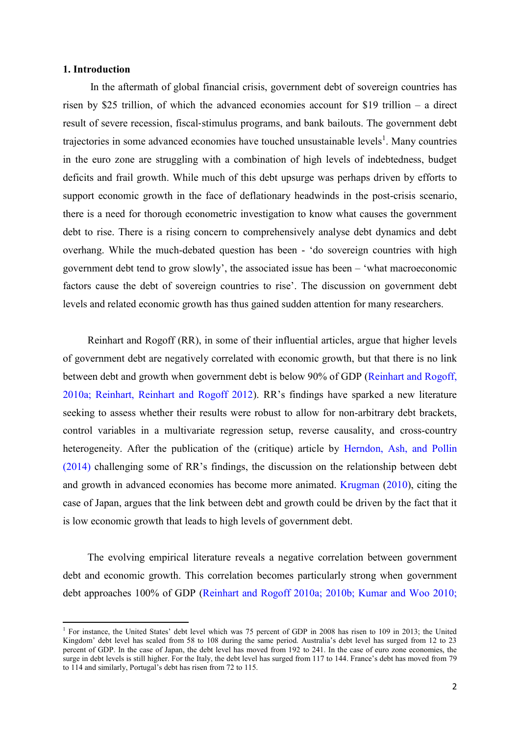### 1. Introduction

In the aftermath of global financial crisis, government debt of sovereign countries has risen by $25 trillion, of which the advanced economies account for $19 trillion – a direct result of severe recession, fiscal-stimulus programs, and bank bailouts. The government debt trajectories in some advanced economies have touched unsustainable levels[1]. Many countries in the euro zone are struggling with a combination of high levels of indebtedness, budget deficits and frail growth. While much of this debt upsurge was perhaps driven by efforts to support economic growth in the face of deflationary headwinds in the post-crisis scenario, there is a need for thorough econometric investigation to know what causes the government debt to rise. There is a rising concern to comprehensively analyse debt dynamics and debt overhang. While the much-debated question has been - 'do sovereign countries with high government debt tend to grow slowly', the associated issue has been – 'what macroeconomic factors cause the debt of sovereign countries to rise'. The discussion on government debt levels and related economic growth has thus gained sudden attention for many researchers.

Reinhart and Rogoff (RR), in some of their influential articles, argue that higher levels of government debt are negatively correlated with economic growth, but that there is no link between debt and growth when government debt is below 90% of GDP (Reinhart and Rogoff, 2010a; Reinhart, Reinhart and Rogoff 2012). RR's findings have sparked a new literature seeking to assess whether their results were robust to allow for non-arbitrary debt brackets, control variables in a multivariate regression setup, reverse causality, and cross-country heterogeneity. After the publication of the (critique) article by Herndon, Ash, and Pollin (2014) challenging some of RR's findings, the discussion on the relationship between debt and growth in advanced economies has become more animated. Krugman (2010), citing the case of Japan, argues that the link between debt and growth could be driven by the fact that it is low economic growth that leads to high levels of government debt.

The evolving empirical literature reveals a negative correlation between government debt and economic growth. This correlation becomes particularly strong when government debt approaches 100% of GDP (Reinhart and Rogoff 2010a; 2010b; Kumar and Woo 2010;

[1] For instance, the United States' debt level which was 75 percent of GDP in 2008 has risen to 109 in 2013; the United Kingdom' debt level has scaled from 58 to 108 during the same period. Australia's debt level has surged from 12 to 23 percent of GDP. In the case of Japan, the debt level has moved from 192 to 241. In the case of euro zone economies, the surge in debt levels is still higher. For the Italy, the debt level has surged from 117 to 144. France's debt has moved from 79 to 114 and similarly, Portugal's debt has risen from 72 to 115.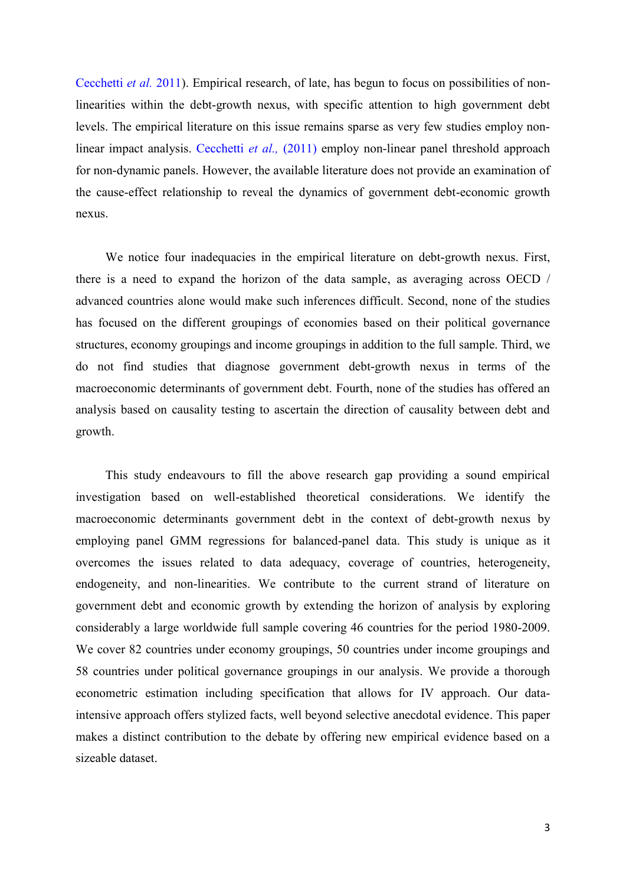Cecchetti *et al.* 2011). Empirical research, of late, has begun to focus on possibilities of non-linearities within the debt-growth nexus, with specific attention to high government debt levels. The empirical literature on this issue remains sparse as very few studies employ non-linear impact analysis. Cecchetti *et al.,* (2011) employ non-linear panel threshold approach for non-dynamic panels. However, the available literature does not provide an examination of the cause-effect relationship to reveal the dynamics of government debt-economic growth nexus.

We notice four inadequacies in the empirical literature on debt-growth nexus. First, there is a need to expand the horizon of the data sample, as averaging across OECD / advanced countries alone would make such inferences difficult. Second, none of the studies has focused on the different groupings of economies based on their political governance structures, economy groupings and income groupings in addition to the full sample. Third, we do not find studies that diagnose government debt-growth nexus in terms of the macroeconomic determinants of government debt. Fourth, none of the studies has offered an analysis based on causality testing to ascertain the direction of causality between debt and growth.

This study endeavours to fill the above research gap providing a sound empirical investigation based on well-established theoretical considerations. We identify the macroeconomic determinants government debt in the context of debt-growth nexus by employing panel GMM regressions for balanced-panel data. This study is unique as it overcomes the issues related to data adequacy, coverage of countries, heterogeneity, endogeneity, and non-linearities. We contribute to the current strand of literature on government debt and economic growth by extending the horizon of analysis by exploring considerably a large worldwide full sample covering 46 countries for the period 1980-2009. We cover 82 countries under economy groupings, 50 countries under income groupings and 58 countries under political governance groupings in our analysis. We provide a thorough econometric estimation including specification that allows for IV approach. Our data-intensive approach offers stylized facts, well beyond selective anecdotal evidence. This paper makes a distinct contribution to the debate by offering new empirical evidence based on a sizeable dataset.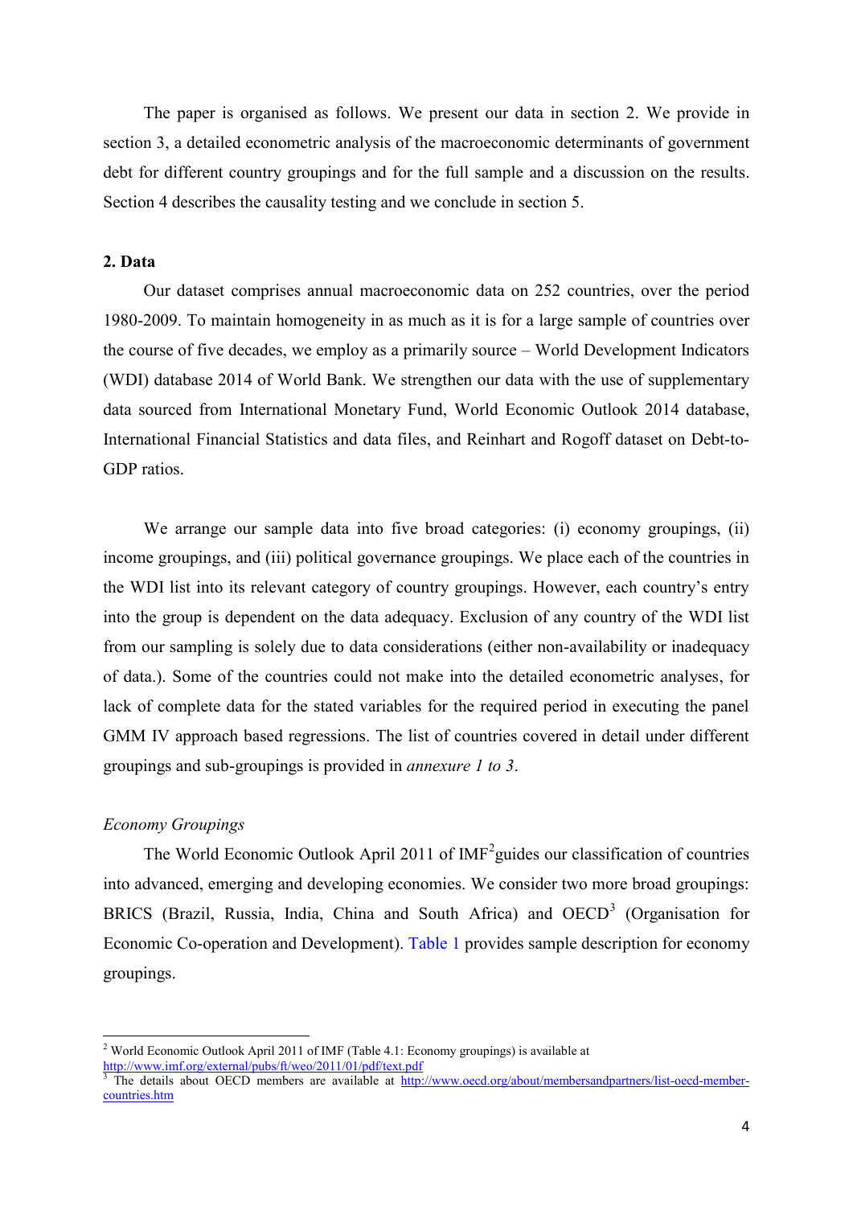The paper is organised as follows. We present our data in section 2. We provide in section 3, a detailed econometric analysis of the macroeconomic determinants of government debt for different country groupings and for the full sample and a discussion on the results. Section 4 describes the causality testing and we conclude in section 5.

## 2. Data

Our dataset comprises annual macroeconomic data on 252 countries, over the period 1980-2009. To maintain homogeneity in as much as it is for a large sample of countries over the course of five decades, we employ as a primarily source – World Development Indicators (WDI) database 2014 of World Bank. We strengthen our data with the use of supplementary data sourced from International Monetary Fund, World Economic Outlook 2014 database, International Financial Statistics and data files, and Reinhart and Rogoff dataset on Debt-to-GDP ratios.

We arrange our sample data into five broad categories: (i) economy groupings, (ii) income groupings, and (iii) political governance groupings. We place each of the countries in the WDI list into its relevant category of country groupings. However, each country's entry into the group is dependent on the data adequacy. Exclusion of any country of the WDI list from our sampling is solely due to data considerations (either non-availability or inadequacy of data.). Some of the countries could not make into the detailed econometric analyses, for lack of complete data for the stated variables for the required period in executing the panel GMM IV approach based regressions. The list of countries covered in detail under different groupings and sub-groupings is provided in *annexure 1 to 3*.

### *Economy Groupings*

The World Economic Outlook April 2011 of IMF[2] guides our classification of countries into advanced, emerging and developing economies. We consider two more broad groupings: BRICS (Brazil, Russia, India, China and South Africa) and OECD[3] (Organisation for Economic Co-operation and Development). Table 1 provides sample description for economy groupings.

---

[2] World Economic Outlook April 2011 of IMF (Table 4.1: Economy groupings) is available at http://www.imf.org/external/pubs/ft/weo/2011/01/pdf/text.pdf

[3] The details about OECD members are available at http://www.oecd.org/about/membersandpartners/list-oecd-member-countries.htm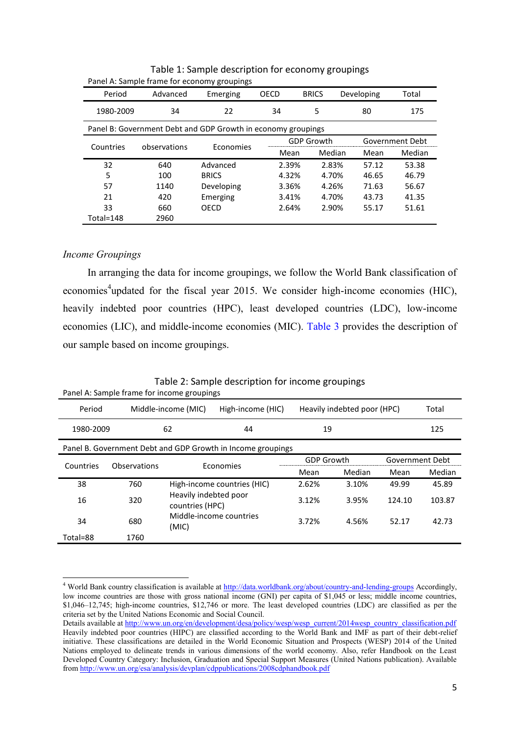Table 1: Sample description for economy groupings

Panel A: Sample frame for economy groupings

| Period | Advanced | Emerging | OECD | BRICS | Developing | Total |
|---|---|---|---|---|---|---|
| 1980-2009 | 34 | 22 | 34 | 5 | 80 | 175 |

Panel B: Government Debt and GDP Growth in economy groupings

| Countries | observations | Economies | GDP Growth | | Government Debt | |
|---|---|---|---|---|---|---|
| | | | Mean | Median | Mean | Median |
| 32 | 640 | Advanced | 2.39% | 2.83% | 57.12 | 53.38 |
| 5 | 100 | BRICS | 4.32% | 4.70% | 46.65 | 46.79 |
| 57 | 1140 | Developing | 3.36% | 4.26% | 71.63 | 56.67 |
| 21 | 420 | Emerging | 3.41% | 4.70% | 43.73 | 41.35 |
| 33 | 660 | OECD | 2.64% | 2.90% | 55.17 | 51.61 |
| Total=148 | 2960 | | | | | |

*Income Groupings*

In arranging the data for income groupings, we follow the World Bank classification of economies[4] updated for the fiscal year 2015. We consider high-income economies (HIC), heavily indebted poor countries (HPC), least developed countries (LDC), low-income economies (LIC), and middle-income economies (MIC). Table 3 provides the description of our sample based on income groupings.

Table 2: Sample description for income groupings

Panel A: Sample frame for income groupings

| Period | Middle-income (MIC) | High-income (HIC) | Heavily indebted poor (HPC) | Total |
|---|---|---|---|---|
| 1980-2009 | 62 | 44 | 19 | 125 |

Panel B. Government Debt and GDP Growth in Income groupings

| Countries | Observations | Economies | GDP Growth | | Government Debt | |
|---|---|---|---|---|---|---|
| | | | Mean | Median | Mean | Median |
| 38 | 760 | High-income countries (HIC) | 2.62% | 3.10% | 49.99 | 45.89 |
| 16 | 320 | Heavily indebted poor countries (HPC) | 3.12% | 3.95% | 124.10 | 103.87 |
| 34 | 680 | Middle-income countries (MIC) | 3.72% | 4.56% | 52.17 | 42.73 |
| Total=88 | 1760 | | | | | |

[4] World Bank country classification is available at http://data.worldbank.org/about/country-and-lending-groups Accordingly, low income countries are those with gross national income (GNI) per capita of $1,045 or less; middle income countries, $1,046–12,745; high-income countries, $12,746 or more. The least developed countries (LDC) are classified as per the criteria set by the United Nations Economic and Social Council.
Details available at http://www.un.org/en/development/desa/policy/wesp/wesp_current/2014wesp_country_classification.pdf Heavily indebted poor countries (HIPC) are classified according to the World Bank and IMF as part of their debt-relief initiative. These classifications are detailed in the World Economic Situation and Prospects (WESP) 2014 of the United Nations employed to delineate trends in various dimensions of the world economy. Also, refer Handbook on the Least Developed Country Category: Inclusion, Graduation and Special Support Measures (United Nations publication). Available from http://www.un.org/esa/analysis/devplan/cdppublications/2008cdphandbook.pdf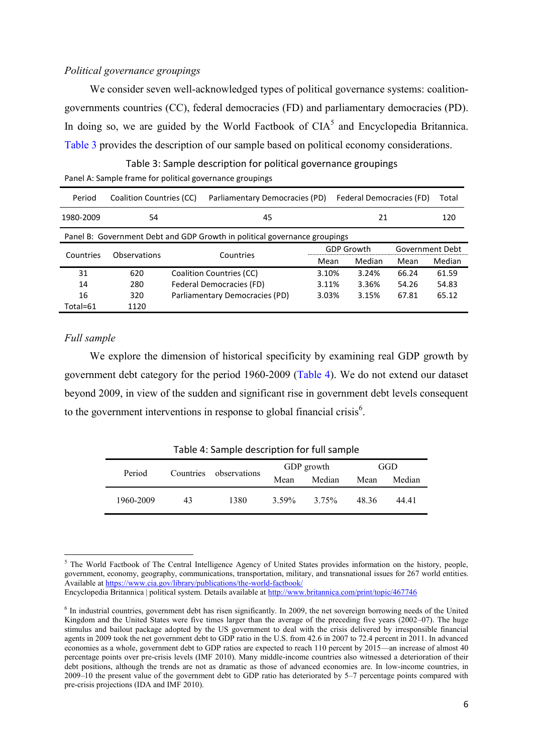*Political governance groupings*

We consider seven well-acknowledged types of political governance systems: coalition-governments countries (CC), federal democracies (FD) and parliamentary democracies (PD). In doing so, we are guided by the World Factbook of CIA[5] and Encyclopedia Britannica. Table 3 provides the description of our sample based on political economy considerations.

Table 3: Sample description for political governance groupings

Panel A: Sample frame for political governance groupings

| Period | Coalition Countries (CC) | Parliamentary Democracies (PD) | Federal Democracies (FD) | Total |
|---|---|---|---|---|
| 1980-2009 | 54 | 45 | 21 | 120 |

Panel B: Government Debt and GDP Growth in political governance groupings

| Countries | Observations | Countries | GDP Growth | | Government Debt | |
|---|---|---|---|---|---|---|
| | | | Mean | Median | Mean | Median |
| 31 | 620 | Coalition Countries (CC) | 3.10% | 3.24% | 66.24 | 61.59 |
| 14 | 280 | Federal Democracies (FD) | 3.11% | 3.36% | 54.26 | 54.83 |
| 16 | 320 | Parliamentary Democracies (PD) | 3.03% | 3.15% | 67.81 | 65.12 |
| Total=61 | 1120 | | | | | |

*Full sample*

We explore the dimension of historical specificity by examining real GDP growth by government debt category for the period 1960-2009 (Table 4). We do not extend our dataset beyond 2009, in view of the sudden and significant rise in government debt levels consequent to the government interventions in response to global financial crisis[6].

Table 4: Sample description for full sample

| Period | Countries | observations | GDP growth | | GGD | |
|---|---|---|---|---|---|---|
| | | | Mean | Median | Mean | Median |
| 1960-2009 | 43 | 1380 | 3.59% | 3.75% | 48.36 | 44.41 |

---

[5] The World Factbook of The Central Intelligence Agency of United States provides information on the history, people, government, economy, geography, communications, transportation, military, and transnational issues for 267 world entities. Available at https://www.cia.gov/library/publications/the-world-factbook/
Encyclopedia Britannica | political system. Details available at http://www.britannica.com/print/topic/467746

[6] In industrial countries, government debt has risen significantly. In 2009, the net sovereign borrowing needs of the United Kingdom and the United States were five times larger than the average of the preceding five years (2002–07). The huge stimulus and bailout package adopted by the US government to deal with the crisis delivered by irresponsible financial agents in 2009 took the net government debt to GDP ratio in the U.S. from 42.6 in 2007 to 72.4 percent in 2011. In advanced economies as a whole, government debt to GDP ratios are expected to reach 110 percent by 2015—an increase of almost 40 percentage points over pre-crisis levels (IMF 2010). Many middle-income countries also witnessed a deterioration of their debt positions, although the trends are not as dramatic as those of advanced economies are. In low-income countries, in 2009–10 the present value of the government debt to GDP ratio has deteriorated by 5–7 percentage points compared with pre-crisis projections (IDA and IMF 2010).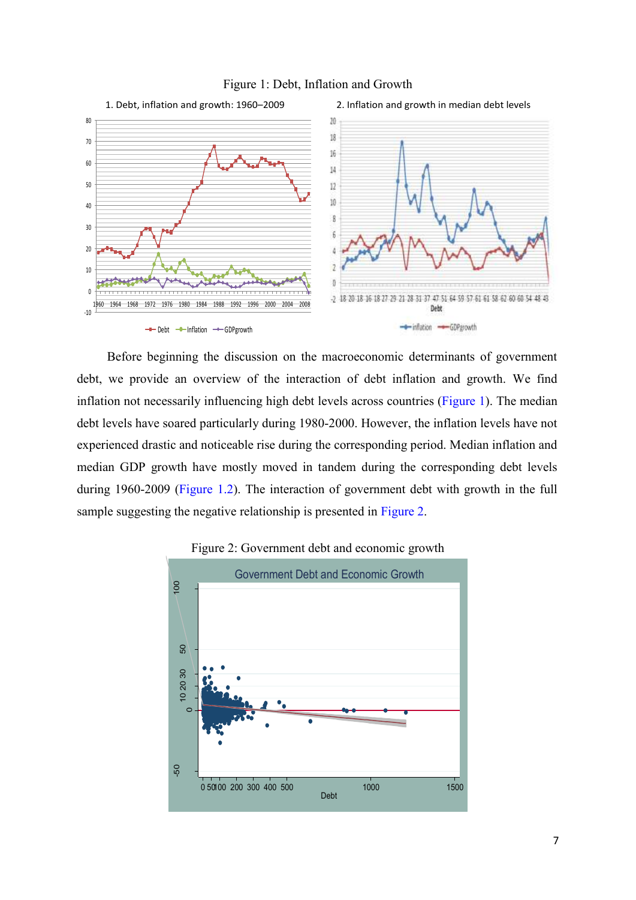Figure 1: Debt, Inflation and Growth

Before beginning the discussion on the macroeconomic determinants of government debt, we provide an overview of the interaction of debt inflation and growth. We find inflation not necessarily influencing high debt levels across countries (Figure 1). The median debt levels have soared particularly during 1980-2000. However, the inflation levels have not experienced drastic and noticeable rise during the corresponding period. Median inflation and median GDP growth have mostly moved in tandem during the corresponding debt levels during 1960-2009 (Figure 1.2). The interaction of government debt with growth in the full sample suggesting the negative relationship is presented in Figure 2.

Figure 2: Government debt and economic growth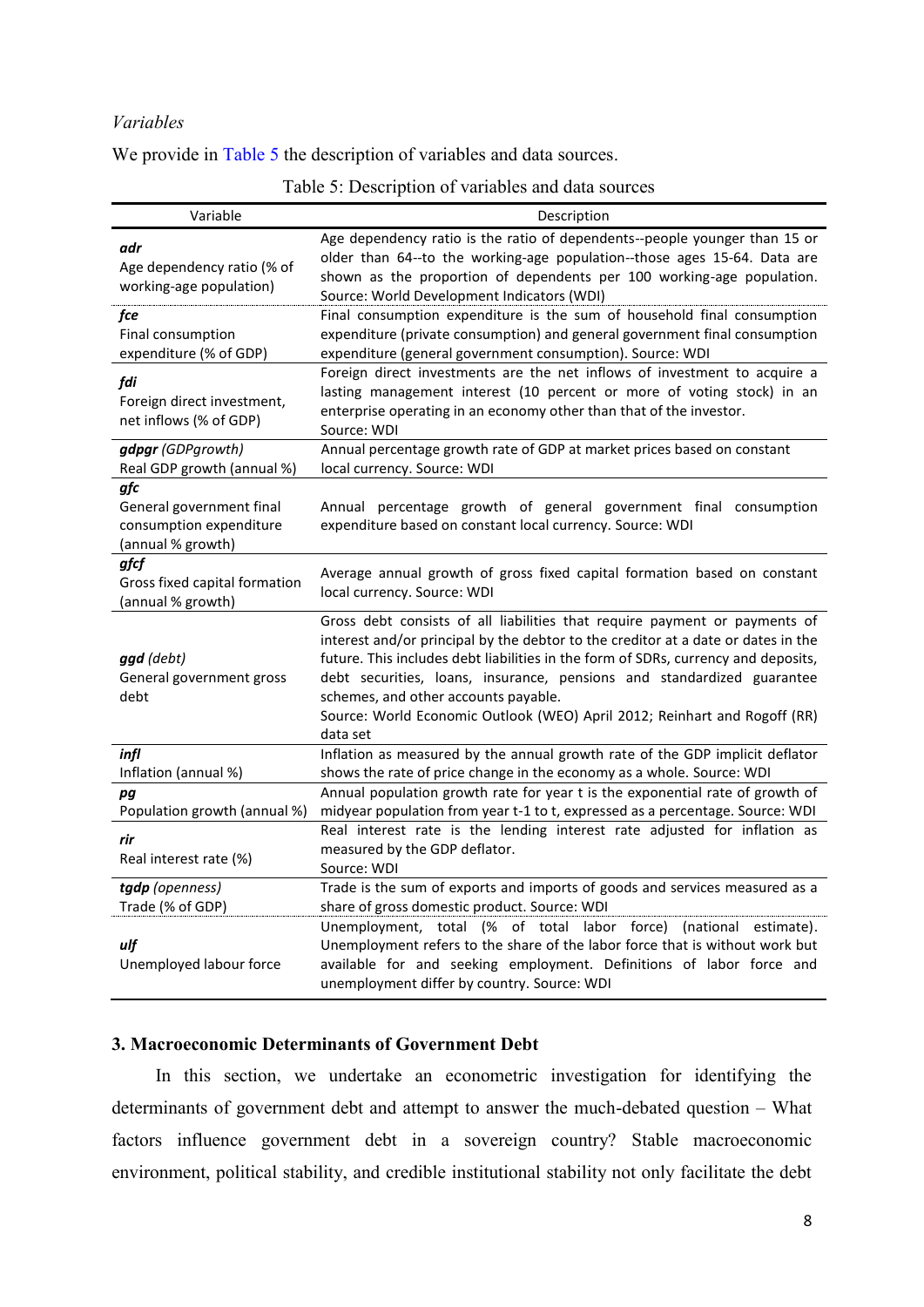*Variables*

We provide in Table 5 the description of variables and data sources.

Table 5: Description of variables and data sources

| Variable | Description |
|---|---|
| ***adr*** Age dependency ratio (% of working-age population) | Age dependency ratio is the ratio of dependents--people younger than 15 or older than 64--to the working-age population--those ages 15-64. Data are shown as the proportion of dependents per 100 working-age population. Source: World Development Indicators (WDI) |
| ***fce*** Final consumption expenditure (% of GDP) | Final consumption expenditure is the sum of household final consumption expenditure (private consumption) and general government final consumption expenditure (general government consumption). Source: WDI |
| ***fdi*** Foreign direct investment, net inflows (% of GDP) | Foreign direct investments are the net inflows of investment to acquire a lasting management interest (10 percent or more of voting stock) in an enterprise operating in an economy other than that of the investor. Source: WDI |
| ***gdpgr*** *(GDPgrowth)* Real GDP growth (annual %) | Annual percentage growth rate of GDP at market prices based on constant local currency. Source: WDI |
| ***gfc*** General government final consumption expenditure (annual % growth) | Annual percentage growth of general government final consumption expenditure based on constant local currency. Source: WDI |
| ***gfcf*** Gross fixed capital formation (annual % growth) | Average annual growth of gross fixed capital formation based on constant local currency. Source: WDI |
| ***ggd*** *(debt)* General government gross debt | Gross debt consists of all liabilities that require payment or payments of interest and/or principal by the debtor to the creditor at a date or dates in the future. This includes debt liabilities in the form of SDRs, currency and deposits, debt securities, loans, insurance, pensions and standardized guarantee schemes, and other accounts payable. Source: World Economic Outlook (WEO) April 2012; Reinhart and Rogoff (RR) data set |
| ***infl*** Inflation (annual %) | Inflation as measured by the annual growth rate of the GDP implicit deflator shows the rate of price change in the economy as a whole. Source: WDI |
| ***pg*** Population growth (annual %) | Annual population growth rate for year t is the exponential rate of growth of midyear population from year t-1 to t, expressed as a percentage. Source: WDI |
| ***rir*** Real interest rate (%) | Real interest rate is the lending interest rate adjusted for inflation as measured by the GDP deflator. Source: WDI |
| ***tgdp*** *(openness)* Trade (% of GDP) | Trade is the sum of exports and imports of goods and services measured as a share of gross domestic product. Source: WDI |
| ***ulf*** Unemployed labour force | Unemployment, total (% of total labor force) (national estimate). Unemployment refers to the share of the labor force that is without work but available for and seeking employment. Definitions of labor force and unemployment differ by country. Source: WDI |

## 3. Macroeconomic Determinants of Government Debt

In this section, we undertake an econometric investigation for identifying the determinants of government debt and attempt to answer the much-debated question – What factors influence government debt in a sovereign country? Stable macroeconomic environment, political stability, and credible institutional stability not only facilitate the debt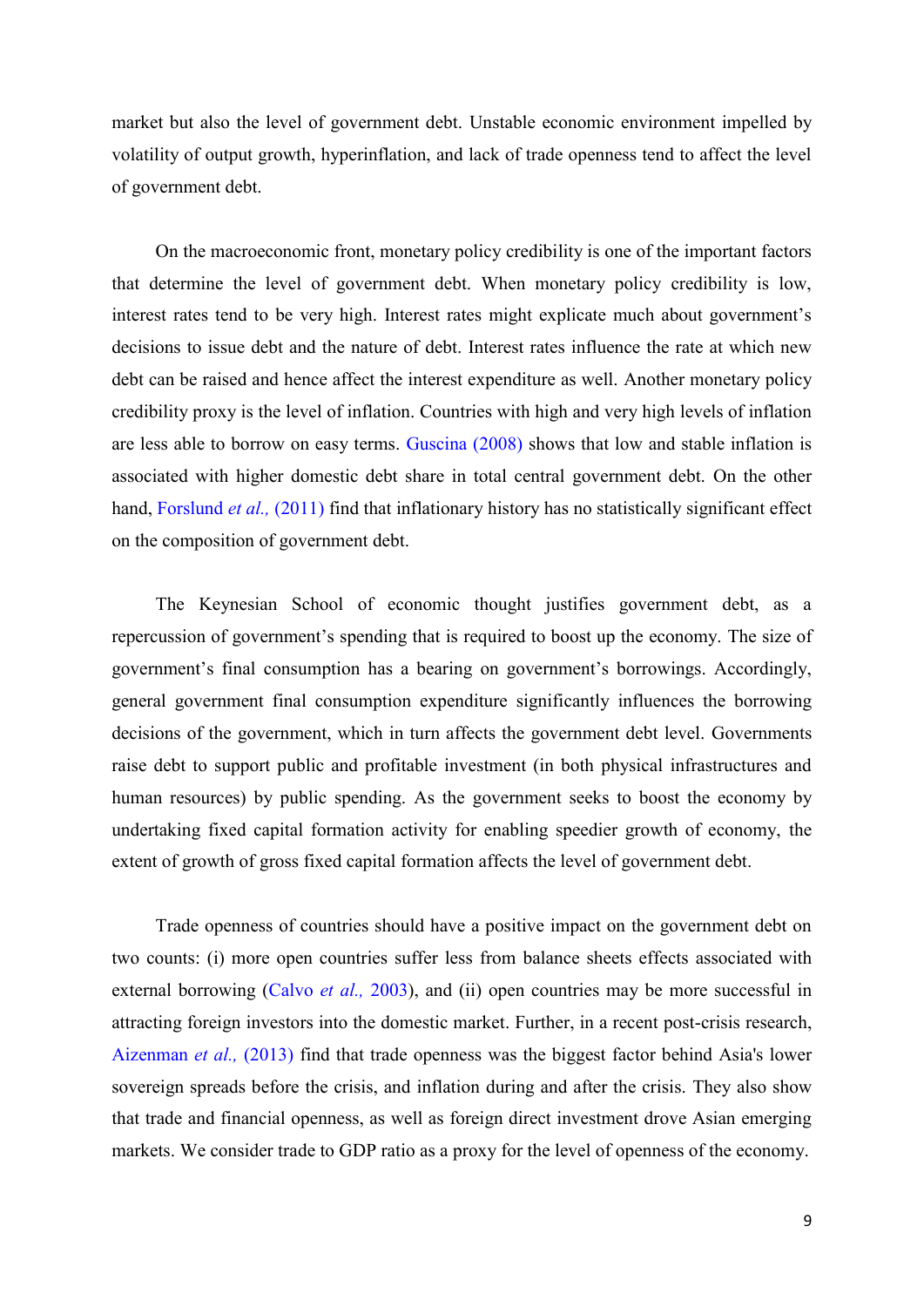market but also the level of government debt. Unstable economic environment impelled by volatility of output growth, hyperinflation, and lack of trade openness tend to affect the level of government debt.

On the macroeconomic front, monetary policy credibility is one of the important factors that determine the level of government debt. When monetary policy credibility is low, interest rates tend to be very high. Interest rates might explicate much about government's decisions to issue debt and the nature of debt. Interest rates influence the rate at which new debt can be raised and hence affect the interest expenditure as well. Another monetary policy credibility proxy is the level of inflation. Countries with high and very high levels of inflation are less able to borrow on easy terms. Guscina (2008) shows that low and stable inflation is associated with higher domestic debt share in total central government debt. On the other hand, Forslund *et al.,* (2011) find that inflationary history has no statistically significant effect on the composition of government debt.

The Keynesian School of economic thought justifies government debt, as a repercussion of government's spending that is required to boost up the economy. The size of government's final consumption has a bearing on government's borrowings. Accordingly, general government final consumption expenditure significantly influences the borrowing decisions of the government, which in turn affects the government debt level. Governments raise debt to support public and profitable investment (in both physical infrastructures and human resources) by public spending. As the government seeks to boost the economy by undertaking fixed capital formation activity for enabling speedier growth of economy, the extent of growth of gross fixed capital formation affects the level of government debt.

Trade openness of countries should have a positive impact on the government debt on two counts: (i) more open countries suffer less from balance sheets effects associated with external borrowing (Calvo *et al.,* 2003), and (ii) open countries may be more successful in attracting foreign investors into the domestic market. Further, in a recent post-crisis research, Aizenman *et al.,* (2013) find that trade openness was the biggest factor behind Asia's lower sovereign spreads before the crisis, and inflation during and after the crisis. They also show that trade and financial openness, as well as foreign direct investment drove Asian emerging markets. We consider trade to GDP ratio as a proxy for the level of openness of the economy.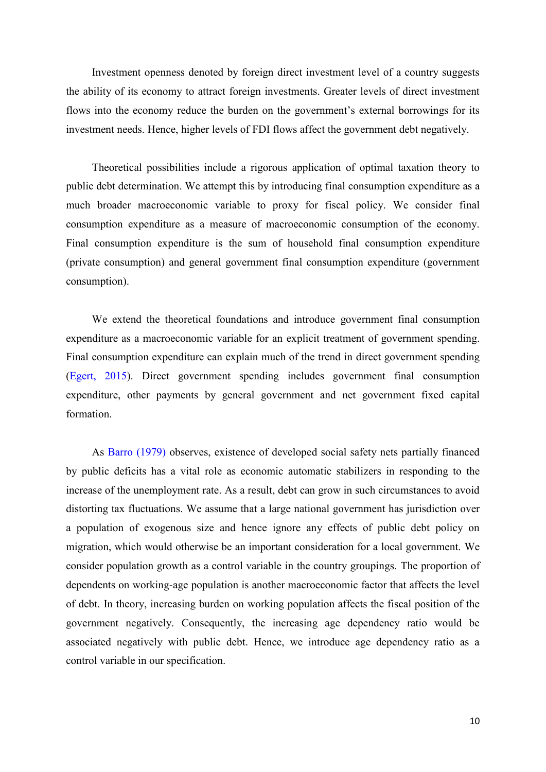Investment openness denoted by foreign direct investment level of a country suggests the ability of its economy to attract foreign investments. Greater levels of direct investment flows into the economy reduce the burden on the government's external borrowings for its investment needs. Hence, higher levels of FDI flows affect the government debt negatively.

Theoretical possibilities include a rigorous application of optimal taxation theory to public debt determination. We attempt this by introducing final consumption expenditure as a much broader macroeconomic variable to proxy for fiscal policy. We consider final consumption expenditure as a measure of macroeconomic consumption of the economy. Final consumption expenditure is the sum of household final consumption expenditure (private consumption) and general government final consumption expenditure (government consumption).

We extend the theoretical foundations and introduce government final consumption expenditure as a macroeconomic variable for an explicit treatment of government spending. Final consumption expenditure can explain much of the trend in direct government spending (Egert, 2015). Direct government spending includes government final consumption expenditure, other payments by general government and net government fixed capital formation.

As Barro (1979) observes, existence of developed social safety nets partially financed by public deficits has a vital role as economic automatic stabilizers in responding to the increase of the unemployment rate. As a result, debt can grow in such circumstances to avoid distorting tax fluctuations. We assume that a large national government has jurisdiction over a population of exogenous size and hence ignore any effects of public debt policy on migration, which would otherwise be an important consideration for a local government. We consider population growth as a control variable in the country groupings. The proportion of dependents on working-age population is another macroeconomic factor that affects the level of debt. In theory, increasing burden on working population affects the fiscal position of the government negatively. Consequently, the increasing age dependency ratio would be associated negatively with public debt. Hence, we introduce age dependency ratio as a control variable in our specification.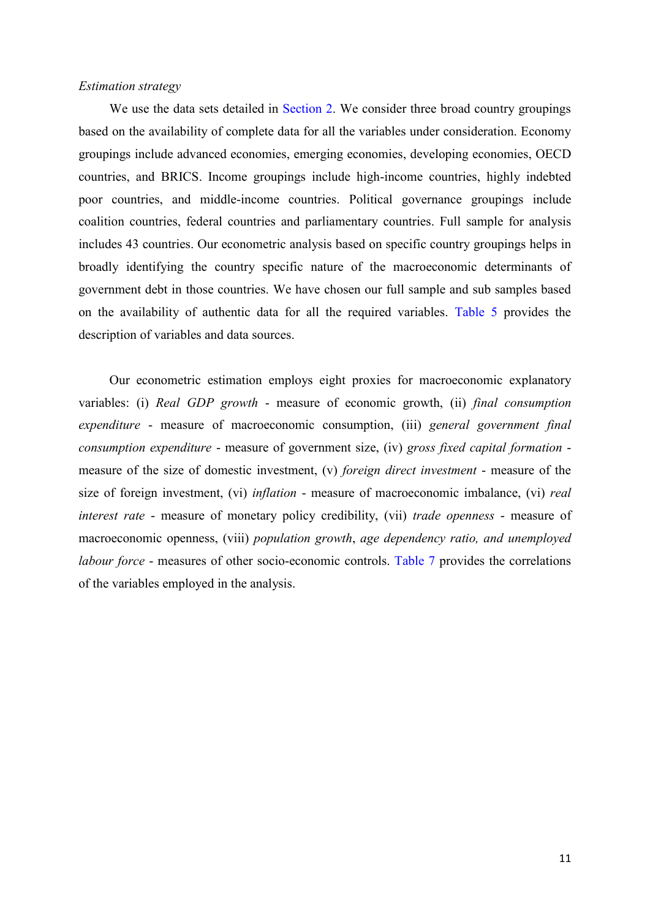*Estimation strategy*

We use the data sets detailed in Section 2. We consider three broad country groupings based on the availability of complete data for all the variables under consideration. Economy groupings include advanced economies, emerging economies, developing economies, OECD countries, and BRICS. Income groupings include high-income countries, highly indebted poor countries, and middle-income countries. Political governance groupings include coalition countries, federal countries and parliamentary countries. Full sample for analysis includes 43 countries. Our econometric analysis based on specific country groupings helps in broadly identifying the country specific nature of the macroeconomic determinants of government debt in those countries. We have chosen our full sample and sub samples based on the availability of authentic data for all the required variables. Table 5 provides the description of variables and data sources.

Our econometric estimation employs eight proxies for macroeconomic explanatory variables: (i) *Real GDP growth* - measure of economic growth, (ii) *final consumption expenditure* - measure of macroeconomic consumption, (iii) *general government final consumption expenditure* - measure of government size, (iv) *gross fixed capital formation* - measure of the size of domestic investment, (v) *foreign direct investment* - measure of the size of foreign investment, (vi) *inflation* - measure of macroeconomic imbalance, (vi) *real interest rate* - measure of monetary policy credibility, (vii) *trade openness* - measure of macroeconomic openness, (viii) *population growth*, *age dependency ratio, and unemployed labour force* - measures of other socio-economic controls. Table 7 provides the correlations of the variables employed in the analysis.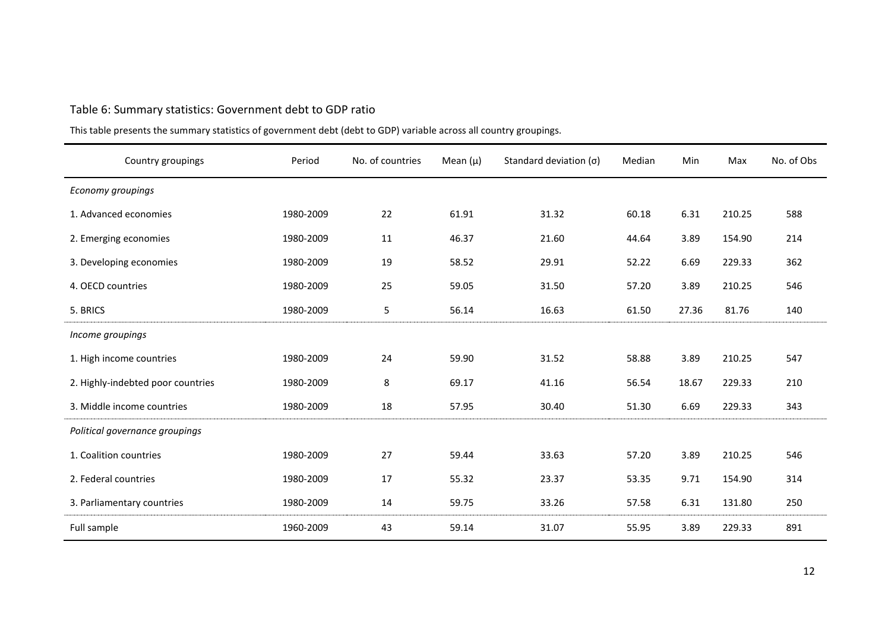Table 6: Summary statistics: Government debt to GDP ratio

This table presents the summary statistics of government debt (debt to GDP) variable across all country groupings.

| Country groupings | Period | No. of countries | Mean (μ) | Standard deviation (σ) | Median | Min | Max | No. of Obs |
|---|---|---|---|---|---|---|---|---|
| *Economy groupings* | | | | | | | | |
| 1. Advanced economies | 1980-2009 | 22 | 61.91 | 31.32 | 60.18 | 6.31 | 210.25 | 588 |
| 2. Emerging economies | 1980-2009 | 11 | 46.37 | 21.60 | 44.64 | 3.89 | 154.90 | 214 |
| 3. Developing economies | 1980-2009 | 19 | 58.52 | 29.91 | 52.22 | 6.69 | 229.33 | 362 |
| 4. OECD countries | 1980-2009 | 25 | 59.05 | 31.50 | 57.20 | 3.89 | 210.25 | 546 |
| 5. BRICS | 1980-2009 | 5 | 56.14 | 16.63 | 61.50 | 27.36 | 81.76 | 140 |
| *Income groupings* | | | | | | | | |
| 1. High income countries | 1980-2009 | 24 | 59.90 | 31.52 | 58.88 | 3.89 | 210.25 | 547 |
| 2. Highly-indebted poor countries | 1980-2009 | 8 | 69.17 | 41.16 | 56.54 | 18.67 | 229.33 | 210 |
| 3. Middle income countries | 1980-2009 | 18 | 57.95 | 30.40 | 51.30 | 6.69 | 229.33 | 343 |
| *Political governance groupings* | | | | | | | | |
| 1. Coalition countries | 1980-2009 | 27 | 59.44 | 33.63 | 57.20 | 3.89 | 210.25 | 546 |
| 2. Federal countries | 1980-2009 | 17 | 55.32 | 23.37 | 53.35 | 9.71 | 154.90 | 314 |
| 3. Parliamentary countries | 1980-2009 | 14 | 59.75 | 33.26 | 57.58 | 6.31 | 131.80 | 250 |
| Full sample | 1960-2009 | 43 | 59.14 | 31.07 | 55.95 | 3.89 | 229.33 | 891 |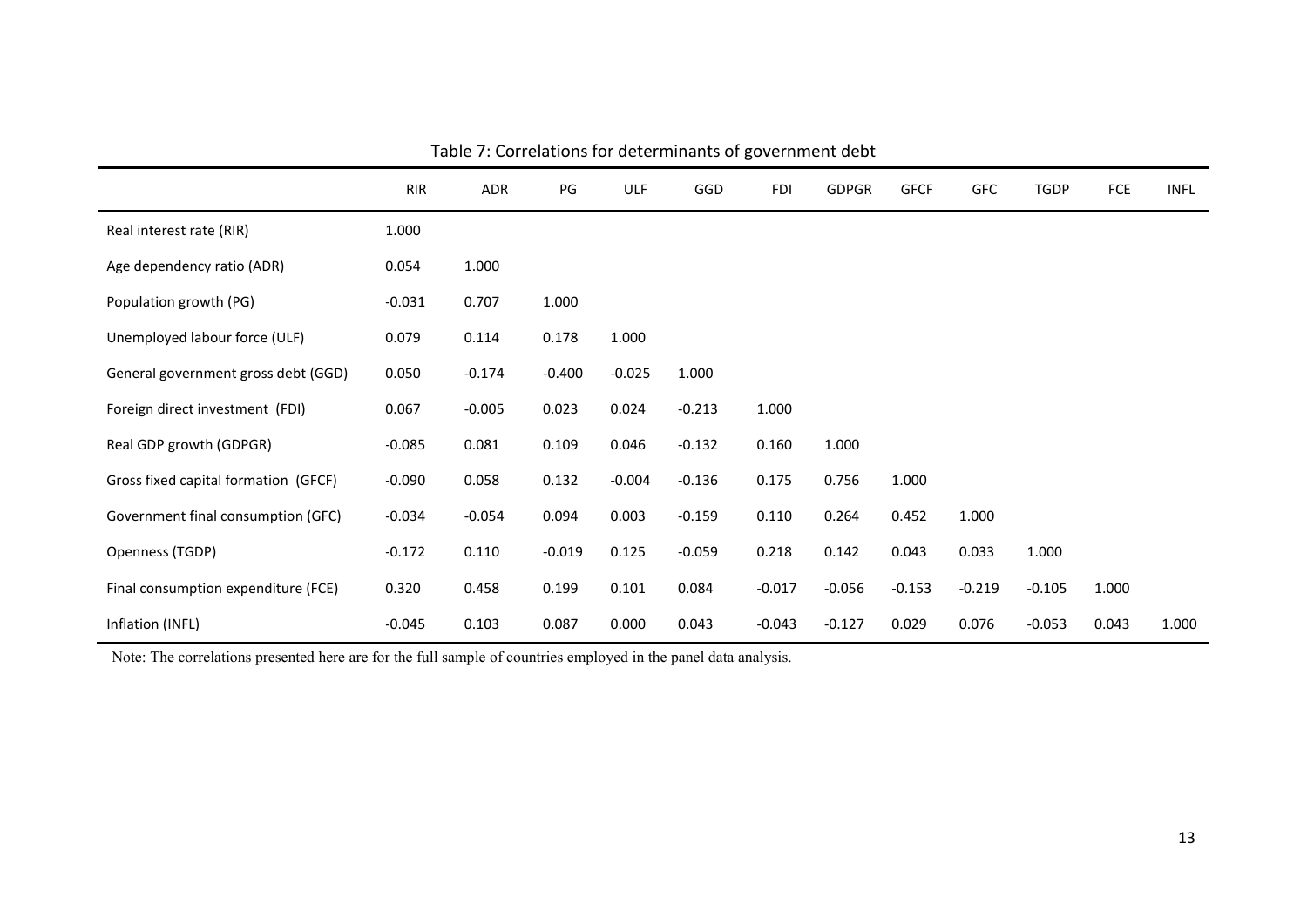Table 7: Correlations for determinants of government debt

| | RIR | ADR | PG | ULF | GGD | FDI | GDPGR | GFCF | GFC | TGDP | FCE | INFL |
|---|---|---|---|---|---|---|---|---|---|---|---|---|
| Real interest rate (RIR) | 1.000 | | | | | | | | | | | |
| Age dependency ratio (ADR) | 0.054 | 1.000 | | | | | | | | | | |
| Population growth (PG) | -0.031 | 0.707 | 1.000 | | | | | | | | | |
| Unemployed labour force (ULF) | 0.079 | 0.114 | 0.178 | 1.000 | | | | | | | | |
| General government gross debt (GGD) | 0.050 | -0.174 | -0.400 | -0.025 | 1.000 | | | | | | | |
| Foreign direct investment (FDI) | 0.067 | -0.005 | 0.023 | 0.024 | -0.213 | 1.000 | | | | | | |
| Real GDP growth (GDPGR) | -0.085 | 0.081 | 0.109 | 0.046 | -0.132 | 0.160 | 1.000 | | | | | |
| Gross fixed capital formation (GFCF) | -0.090 | 0.058 | 0.132 | -0.004 | -0.136 | 0.175 | 0.756 | 1.000 | | | | |
| Government final consumption (GFC) | -0.034 | -0.054 | 0.094 | 0.003 | -0.159 | 0.110 | 0.264 | 0.452 | 1.000 | | | |
| Openness (TGDP) | -0.172 | 0.110 | -0.019 | 0.125 | -0.059 | 0.218 | 0.142 | 0.043 | 0.033 | 1.000 | | |
| Final consumption expenditure (FCE) | 0.320 | 0.458 | 0.199 | 0.101 | 0.084 | -0.017 | -0.056 | -0.153 | -0.219 | -0.105 | 1.000 | |
| Inflation (INFL) | -0.045 | 0.103 | 0.087 | 0.000 | 0.043 | -0.043 | -0.127 | 0.029 | 0.076 | -0.053 | 0.043 | 1.000 |

Note: The correlations presented here are for the full sample of countries employed in the panel data analysis.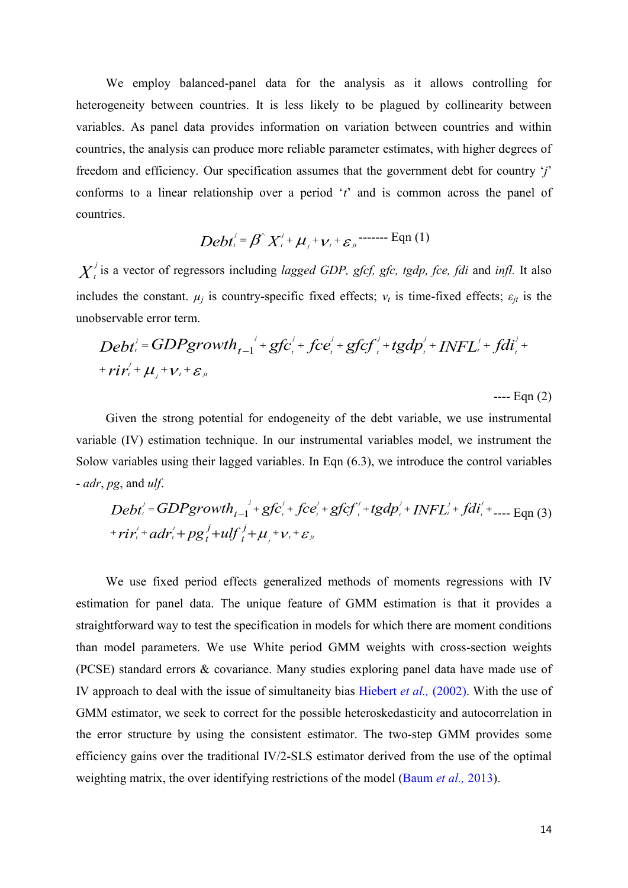We employ balanced-panel data for the analysis as it allows controlling for heterogeneity between countries. It is less likely to be plagued by collinearity between variables. As panel data provides information on variation between countries and within countries, the analysis can produce more reliable parameter estimates, with higher degrees of freedom and efficiency. Our specification assumes that the government debt for country '*j*' conforms to a linear relationship over a period '*t*' and is common across the panel of countries.

$$Debt_t^j = \beta^{\wedge} X_t^j + \mu_j + \nu_t + \varepsilon_{jt} \text{ ------- Eqn (1)}$$

$X_t^j$ is a vector of regressors including *lagged GDP, gfcf, gfc, tgdp, fce, fdi* and *infl.* It also includes the constant. $\mu_j$ is country-specific fixed effects; $\nu_t$ is time-fixed effects; $\varepsilon_{jt}$ is the unobservable error term.

$$Debt_t^j = GDPgrowth_{t-1}^j + gfc_t^j + fce_t^j + gfcf_t^j + tgdp_t^j + INFL_t^j + fdi_t^j + \\ + rir_t^j + \mu_j + \nu_t + \varepsilon_{jt}$$

---- Eqn (2)

Given the strong potential for endogeneity of the debt variable, we use instrumental variable (IV) estimation technique. In our instrumental variables model, we instrument the Solow variables using their lagged variables. In Eqn (6.3), we introduce the control variables - *adr*, *pg*, and *ulf*.

$$Debt_t^j = GDPgrowth_{t-1}^j + gfc_t^j + fce_t^j + gfcf_t^j + tgdp_t^j + INFL_t^j + fdi_t^j + \\ + rir_t^j + adr_t^j + pg_t^j + ulf_t^j + \mu_j + \nu_t + \varepsilon_{jt} \text{ ---- Eqn (3)}$$

We use fixed period effects generalized methods of moments regressions with IV estimation for panel data. The unique feature of GMM estimation is that it provides a straightforward way to test the specification in models for which there are moment conditions than model parameters. We use White period GMM weights with cross-section weights (PCSE) standard errors & covariance. Many studies exploring panel data have made use of IV approach to deal with the issue of simultaneity bias Hiebert *et al.,* (2002). With the use of GMM estimator, we seek to correct for the possible heteroskedasticity and autocorrelation in the error structure by using the consistent estimator. The two-step GMM provides some efficiency gains over the traditional IV/2-SLS estimator derived from the use of the optimal weighting matrix, the over identifying restrictions of the model (Baum *et al.,* 2013).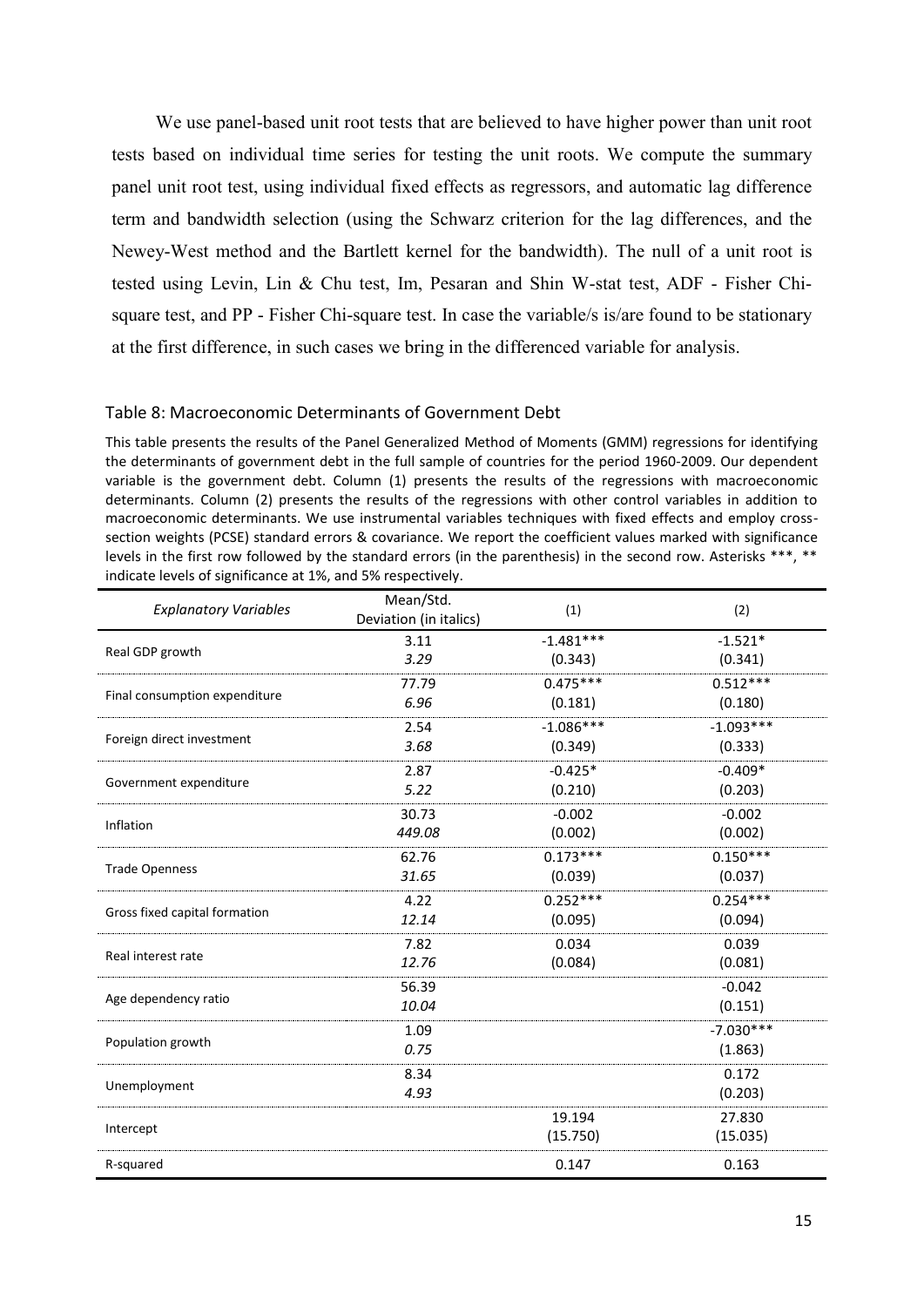We use panel-based unit root tests that are believed to have higher power than unit root tests based on individual time series for testing the unit roots. We compute the summary panel unit root test, using individual fixed effects as regressors, and automatic lag difference term and bandwidth selection (using the Schwarz criterion for the lag differences, and the Newey-West method and the Bartlett kernel for the bandwidth). The null of a unit root is tested using Levin, Lin & Chu test, Im, Pesaran and Shin W-stat test, ADF - Fisher Chi-square test, and PP - Fisher Chi-square test. In case the variable/s is/are found to be stationary at the first difference, in such cases we bring in the differenced variable for analysis.

Table 8: Macroeconomic Determinants of Government Debt

This table presents the results of the Panel Generalized Method of Moments (GMM) regressions for identifying the determinants of government debt in the full sample of countries for the period 1960-2009. Our dependent variable is the government debt. Column (1) presents the results of the regressions with macroeconomic determinants. Column (2) presents the results of the regressions with other control variables in addition to macroeconomic determinants. We use instrumental variables techniques with fixed effects and employ cross-section weights (PCSE) standard errors & covariance. We report the coefficient values marked with significance levels in the first row followed by the standard errors (in the parenthesis) in the second row. Asterisks ***, ** indicate levels of significance at 1%, and 5% respectively.

| *Explanatory Variables* | Mean/Std. Deviation (in italics) | (1) | (2) |
|---|---|---|---|
| Real GDP growth | 3.11 | -1.481*** | -1.521* |
| | *3.29* | (0.343) | (0.341) |
| Final consumption expenditure | 77.79 | 0.475*** | 0.512*** |
| | *6.96* | (0.181) | (0.180) |
| Foreign direct investment | 2.54 | -1.086*** | -1.093*** |
| | *3.68* | (0.349) | (0.333) |
| Government expenditure | 2.87 | -0.425* | -0.409* |
| | *5.22* | (0.210) | (0.203) |
| Inflation | 30.73 | -0.002 | -0.002 |
| | *449.08* | (0.002) | (0.002) |
| Trade Openness | 62.76 | 0.173*** | 0.150*** |
| | *31.65* | (0.039) | (0.037) |
| Gross fixed capital formation | 4.22 | 0.252*** | 0.254*** |
| | *12.14* | (0.095) | (0.094) |
| Real interest rate | 7.82 | 0.034 | 0.039 |
| | *12.76* | (0.084) | (0.081) |
| Age dependency ratio | 56.39 | | -0.042 |
| | *10.04* | | (0.151) |
| Population growth | 1.09 | | -7.030*** |
| | *0.75* | | (1.863) |
| Unemployment | 8.34 | | 0.172 |
| | *4.93* | | (0.203) |
| Intercept | | 19.194 | 27.830 |
| | | (15.750) | (15.035) |
| R-squared | | 0.147 | 0.163 |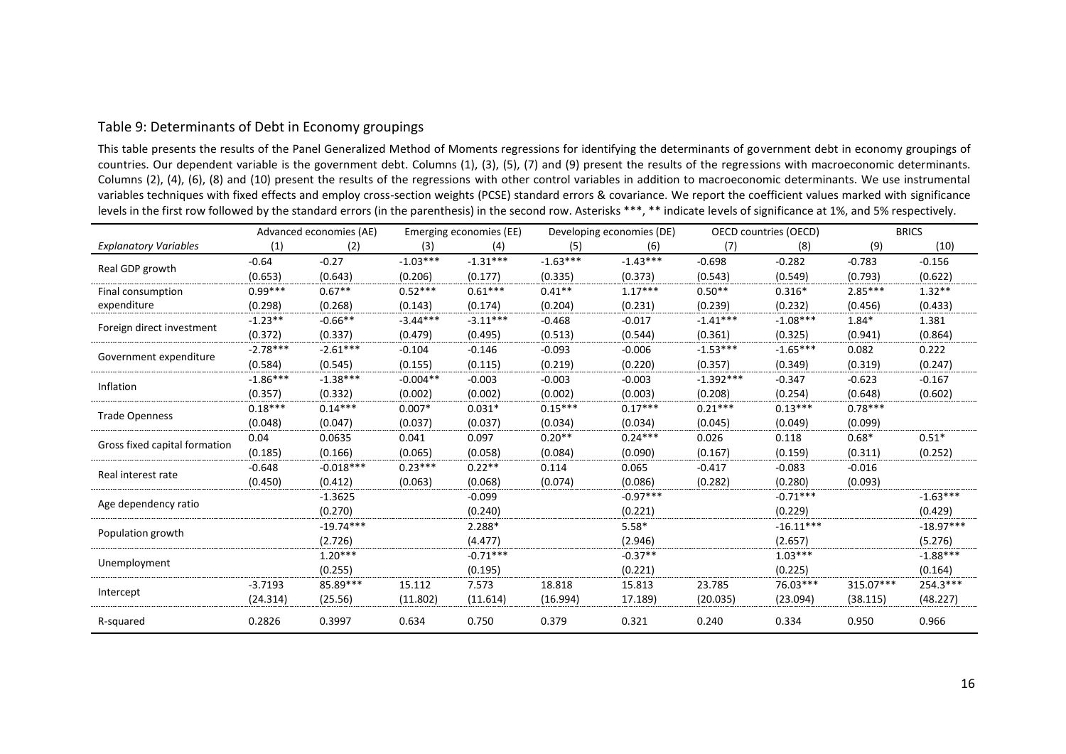Table 9: Determinants of Debt in Economy groupings

This table presents the results of the Panel Generalized Method of Moments regressions for identifying the determinants of government debt in economy groupings of countries. Our dependent variable is the government debt. Columns (1), (3), (5), (7) and (9) present the results of the regressions with macroeconomic determinants. Columns (2), (4), (6), (8) and (10) present the results of the regressions with other control variables in addition to macroeconomic determinants. We use instrumental variables techniques with fixed effects and employ cross-section weights (PCSE) standard errors & covariance. We report the coefficient values marked with significance levels in the first row followed by the standard errors (in the parenthesis) in the second row. Asterisks ***, ** indicate levels of significance at 1%, and 5% respectively.

| | Advanced economies (AE) | | Emerging economies (EE) | | Developing economies (DE) | | OECD countries (OECD) | | BRICS | |
|---|---|---|---|---|---|---|---|---|---|---|
| *Explanatory Variables* | (1) | (2) | (3) | (4) | (5) | (6) | (7) | (8) | (9) | (10) |
| Real GDP growth | -0.64 | -0.27 | -1.03*** | -1.31*** | -1.63*** | -1.43*** | -0.698 | -0.282 | -0.783 | -0.156 |
| | (0.653) | (0.643) | (0.206) | (0.177) | (0.335) | (0.373) | (0.543) | (0.549) | (0.793) | (0.622) |
| Final consumption expenditure | 0.99*** | 0.67** | 0.52*** | 0.61*** | 0.41** | 1.17*** | 0.50** | 0.316* | 2.85*** | 1.32** |
| | (0.298) | (0.268) | (0.143) | (0.174) | (0.204) | (0.231) | (0.239) | (0.232) | (0.456) | (0.433) |
| Foreign direct investment | -1.23** | -0.66** | -3.44*** | -3.11*** | -0.468 | -0.017 | -1.41*** | -1.08*** | 1.84* | 1.381 |
| | (0.372) | (0.337) | (0.479) | (0.495) | (0.513) | (0.544) | (0.361) | (0.325) | (0.941) | (0.864) |
| Government expenditure | -2.78*** | -2.61*** | -0.104 | -0.146 | -0.093 | -0.006 | -1.53*** | -1.65*** | 0.082 | 0.222 |
| | (0.584) | (0.545) | (0.155) | (0.115) | (0.219) | (0.220) | (0.357) | (0.349) | (0.319) | (0.247) |
| Inflation | -1.86*** | -1.38*** | -0.004** | -0.003 | -0.003 | -0.003 | -1.392*** | -0.347 | -0.623 | -0.167 |
| | (0.357) | (0.332) | (0.002) | (0.002) | (0.002) | (0.003) | (0.208) | (0.254) | (0.648) | (0.602) |
| Trade Openness | 0.18*** | 0.14*** | 0.007* | 0.031* | 0.15*** | 0.17*** | 0.21*** | 0.13*** | 0.78*** | |
| | (0.048) | (0.047) | (0.037) | (0.037) | (0.034) | (0.034) | (0.045) | (0.049) | (0.099) | |
| Gross fixed capital formation | 0.04 | 0.0635 | 0.041 | 0.097 | 0.20** | 0.24*** | 0.026 | 0.118 | 0.68* | 0.51* |
| | (0.185) | (0.166) | (0.065) | (0.058) | (0.084) | (0.090) | (0.167) | (0.159) | (0.311) | (0.252) |
| Real interest rate | -0.648 | -0.018*** | 0.23*** | 0.22** | 0.114 | 0.065 | -0.417 | -0.083 | -0.016 | |
| | (0.450) | (0.412) | (0.063) | (0.068) | (0.074) | (0.086) | (0.282) | (0.280) | (0.093) | |
| Age dependency ratio | | -1.3625 | | -0.099 | | -0.97*** | | -0.71*** | | -1.63*** |
| | | (0.270) | | (0.240) | | (0.221) | | (0.229) | | (0.429) |
| Population growth | | -19.74*** | | 2.288* | | 5.58* | | -16.11*** | | -18.97*** |
| | | (2.726) | | (4.477) | | (2.946) | | (2.657) | | (5.276) |
| Unemployment | | 1.20*** | | -0.71*** | | -0.37** | | 1.03*** | | -1.88*** |
| | | (0.255) | | (0.195) | | (0.221) | | (0.225) | | (0.164) |
| Intercept | -3.7193 | 85.89*** | 15.112 | 7.573 | 18.818 | 15.813 | 23.785 | 76.03*** | 315.07*** | 254.3*** |
| | (24.314) | (25.56) | (11.802) | (11.614) | (16.994) | 17.189) | (20.035) | (23.094) | (38.115) | (48.227) |
| R-squared | 0.2826 | 0.3997 | 0.634 | 0.750 | 0.379 | 0.321 | 0.240 | 0.334 | 0.950 | 0.966 |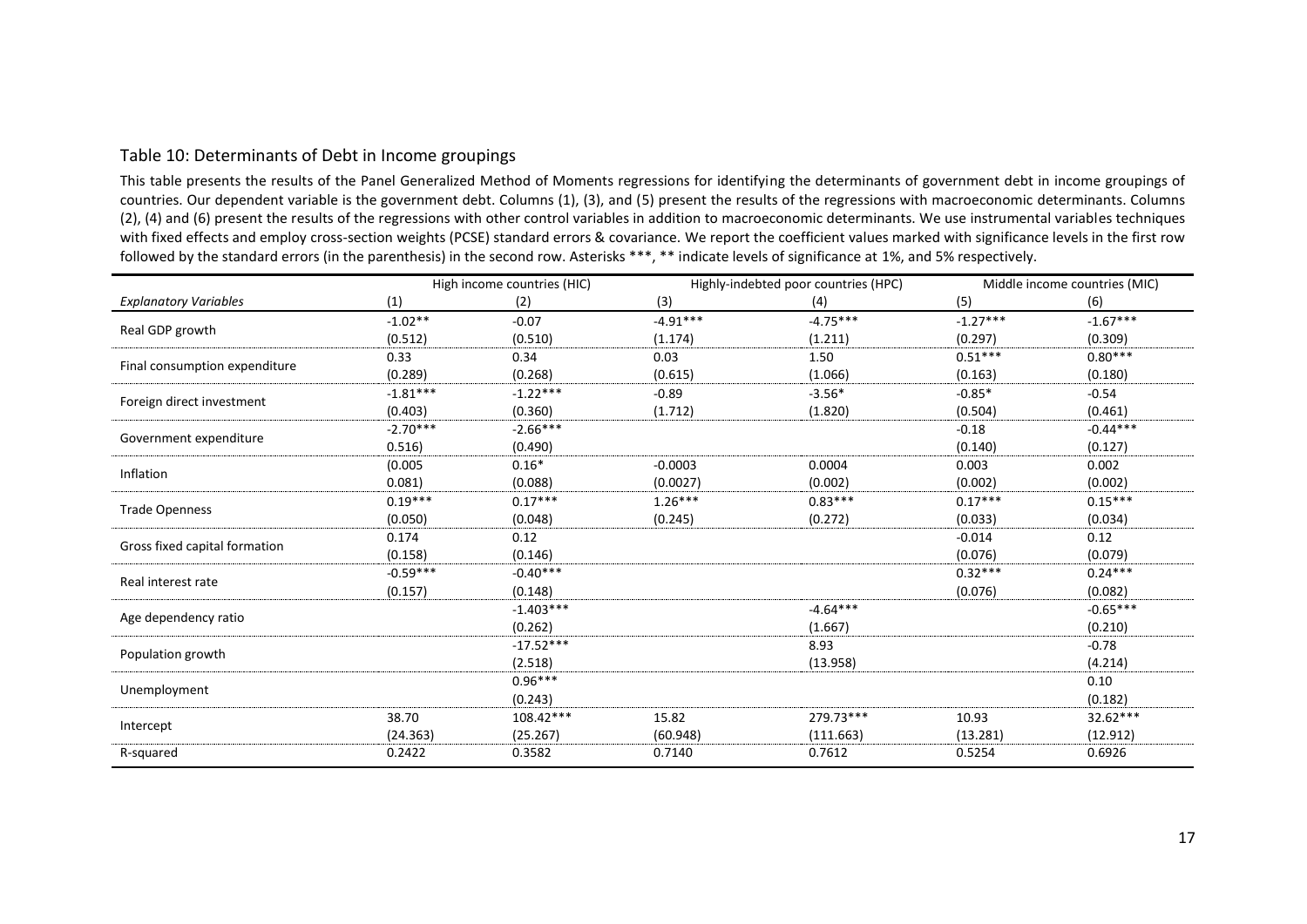Table 10: Determinants of Debt in Income groupings

This table presents the results of the Panel Generalized Method of Moments regressions for identifying the determinants of government debt in income groupings of countries. Our dependent variable is the government debt. Columns (1), (3), and (5) present the results of the regressions with macroeconomic determinants. Columns (2), (4) and (6) present the results of the regressions with other control variables in addition to macroeconomic determinants. We use instrumental variables techniques with fixed effects and employ cross-section weights (PCSE) standard errors & covariance. We report the coefficient values marked with significance levels in the first row followed by the standard errors (in the parenthesis) in the second row. Asterisks ***, ** indicate levels of significance at 1%, and 5% respectively.

| | High income countries (HIC) | | Highly-indebted poor countries (HPC) | | Middle income countries (MIC) | |
|---|---|---|---|---|---|---|
| *Explanatory Variables* | (1) | (2) | (3) | (4) | (5) | (6) |
| Real GDP growth | -1.02** | -0.07 | -4.91*** | -4.75*** | -1.27*** | -1.67*** |
| | (0.512) | (0.510) | (1.174) | (1.211) | (0.297) | (0.309) |
| Final consumption expenditure | 0.33 | 0.34 | 0.03 | 1.50 | 0.51*** | 0.80*** |
| | (0.289) | (0.268) | (0.615) | (1.066) | (0.163) | (0.180) |
| Foreign direct investment | -1.81*** | -1.22*** | -0.89 | -3.56* | -0.85* | -0.54 |
| | (0.403) | (0.360) | (1.712) | (1.820) | (0.504) | (0.461) |
| Government expenditure | -2.70*** | -2.66*** | | | -0.18 | -0.44*** |
| | 0.516) | (0.490) | | | (0.140) | (0.127) |
| Inflation | (0.005 | 0.16* | -0.0003 | 0.0004 | 0.003 | 0.002 |
| | 0.081) | (0.088) | (0.0027) | (0.002) | (0.002) | (0.002) |
| Trade Openness | 0.19*** | 0.17*** | 1.26*** | 0.83*** | 0.17*** | 0.15*** |
| | (0.050) | (0.048) | (0.245) | (0.272) | (0.033) | (0.034) |
| Gross fixed capital formation | 0.174 | 0.12 | | | -0.014 | 0.12 |
| | (0.158) | (0.146) | | | (0.076) | (0.079) |
| Real interest rate | -0.59*** | -0.40*** | | | 0.32*** | 0.24*** |
| | (0.157) | (0.148) | | | (0.076) | (0.082) |
| Age dependency ratio | | -1.403*** | | -4.64*** | | -0.65*** |
| | | (0.262) | | (1.667) | | (0.210) |
| Population growth | | -17.52*** | | 8.93 | | -0.78 |
| | | (2.518) | | (13.958) | | (4.214) |
| Unemployment | | 0.96*** | | | | 0.10 |
| | | (0.243) | | | | (0.182) |
| Intercept | 38.70 | 108.42*** | 15.82 | 279.73*** | 10.93 | 32.62*** |
| | (24.363) | (25.267) | (60.948) | (111.663) | (13.281) | (12.912) |
| R-squared | 0.2422 | 0.3582 | 0.7140 | 0.7612 | 0.5254 | 0.6926 |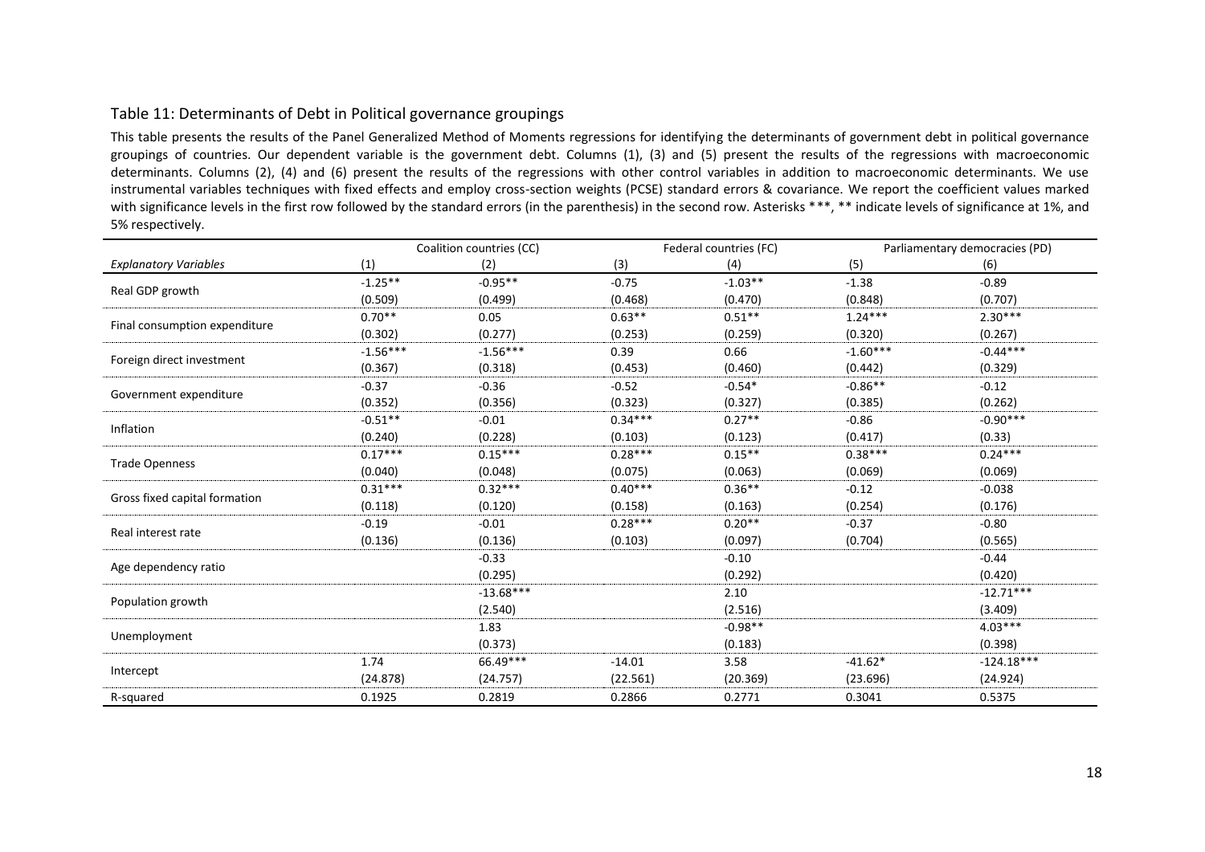## Table 11: Determinants of Debt in Political governance groupings

This table presents the results of the Panel Generalized Method of Moments regressions for identifying the determinants of government debt in political governance groupings of countries. Our dependent variable is the government debt. Columns (1), (3) and (5) present the results of the regressions with macroeconomic determinants. Columns (2), (4) and (6) present the results of the regressions with other control variables in addition to macroeconomic determinants. We use instrumental variables techniques with fixed effects and employ cross-section weights (PCSE) standard errors & covariance. We report the coefficient values marked with significance levels in the first row followed by the standard errors (in the parenthesis) in the second row. Asterisks ***, ** indicate levels of significance at 1%, and 5% respectively.

| | Coalition countries (CC) | | Federal countries (FC) | | Parliamentary democracies (PD) | |
|---|---|---|---|---|---|---|
| *Explanatory Variables* | (1) | (2) | (3) | (4) | (5) | (6) |
| Real GDP growth | -1.25** | -0.95** | -0.75 | -1.03** | -1.38 | -0.89 |
| | (0.509) | (0.499) | (0.468) | (0.470) | (0.848) | (0.707) |
| Final consumption expenditure | 0.70** | 0.05 | 0.63** | 0.51** | 1.24*** | 2.30*** |
| | (0.302) | (0.277) | (0.253) | (0.259) | (0.320) | (0.267) |
| Foreign direct investment | -1.56*** | -1.56*** | 0.39 | 0.66 | -1.60*** | -0.44*** |
| | (0.367) | (0.318) | (0.453) | (0.460) | (0.442) | (0.329) |
| Government expenditure | -0.37 | -0.36 | -0.52 | -0.54* | -0.86** | -0.12 |
| | (0.352) | (0.356) | (0.323) | (0.327) | (0.385) | (0.262) |
| Inflation | -0.51** | -0.01 | 0.34*** | 0.27** | -0.86 | -0.90*** |
| | (0.240) | (0.228) | (0.103) | (0.123) | (0.417) | (0.33) |
| Trade Openness | 0.17*** | 0.15*** | 0.28*** | 0.15** | 0.38*** | 0.24*** |
| | (0.040) | (0.048) | (0.075) | (0.063) | (0.069) | (0.069) |
| Gross fixed capital formation | 0.31*** | 0.32*** | 0.40*** | 0.36** | -0.12 | -0.038 |
| | (0.118) | (0.120) | (0.158) | (0.163) | (0.254) | (0.176) |
| Real interest rate | -0.19 | -0.01 | 0.28*** | 0.20** | -0.37 | -0.80 |
| | (0.136) | (0.136) | (0.103) | (0.097) | (0.704) | (0.565) |
| Age dependency ratio | | -0.33 | | -0.10 | | -0.44 |
| | | (0.295) | | (0.292) | | (0.420) |
| Population growth | | -13.68*** | | 2.10 | | -12.71*** |
| | | (2.540) | | (2.516) | | (3.409) |
| Unemployment | | 1.83 | | -0.98** | | 4.03*** |
| | | (0.373) | | (0.183) | | (0.398) |
| Intercept | 1.74 | 66.49*** | -14.01 | 3.58 | -41.62* | -124.18*** |
| | (24.878) | (24.757) | (22.561) | (20.369) | (23.696) | (24.924) |
| R-squared | 0.1925 | 0.2819 | 0.2866 | 0.2771 | 0.3041 | 0.5375 |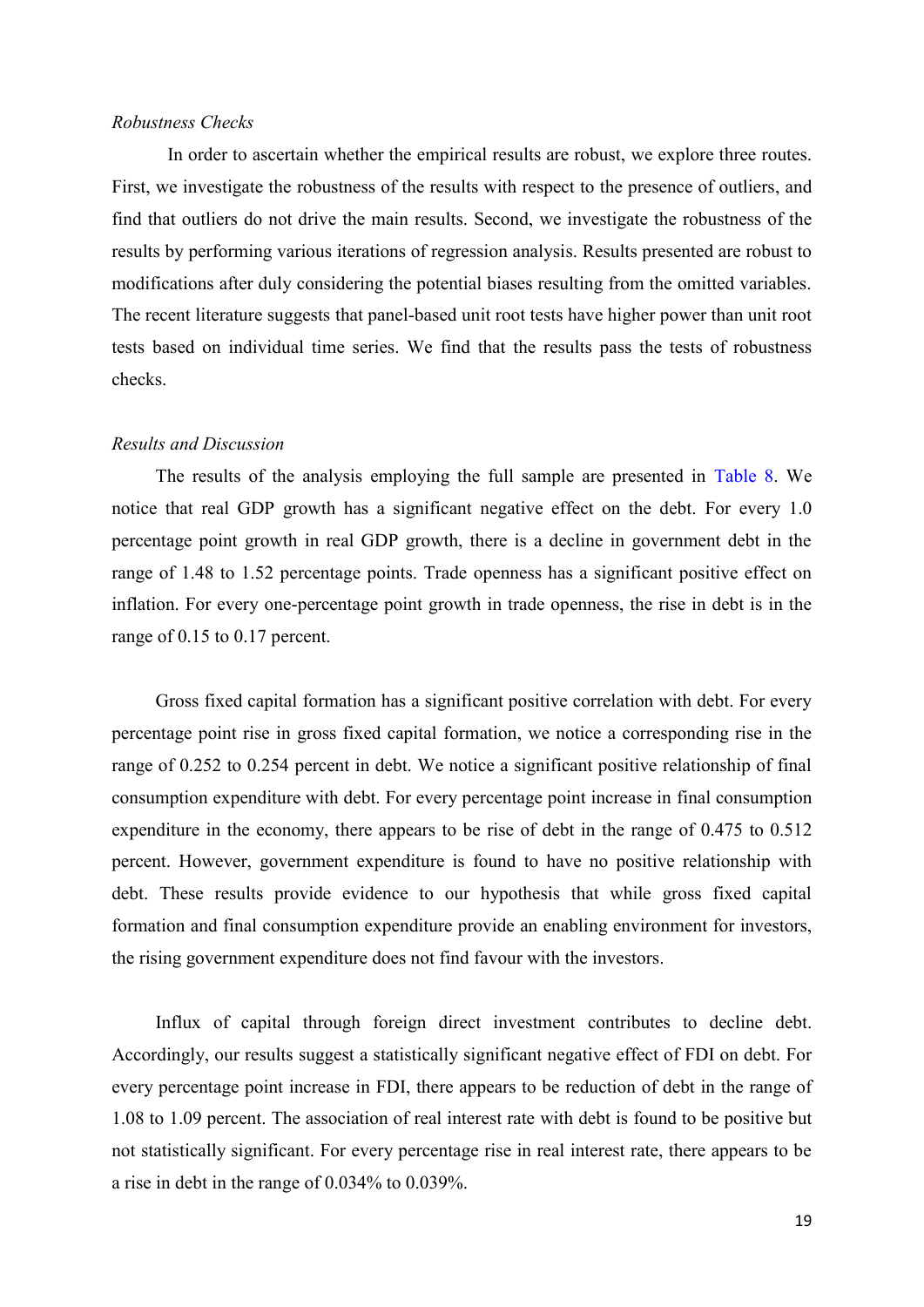*Robustness Checks*

In order to ascertain whether the empirical results are robust, we explore three routes. First, we investigate the robustness of the results with respect to the presence of outliers, and find that outliers do not drive the main results. Second, we investigate the robustness of the results by performing various iterations of regression analysis. Results presented are robust to modifications after duly considering the potential biases resulting from the omitted variables. The recent literature suggests that panel-based unit root tests have higher power than unit root tests based on individual time series. We find that the results pass the tests of robustness checks.

*Results and Discussion*

The results of the analysis employing the full sample are presented in Table 8. We notice that real GDP growth has a significant negative effect on the debt. For every 1.0 percentage point growth in real GDP growth, there is a decline in government debt in the range of 1.48 to 1.52 percentage points. Trade openness has a significant positive effect on inflation. For every one-percentage point growth in trade openness, the rise in debt is in the range of 0.15 to 0.17 percent.

Gross fixed capital formation has a significant positive correlation with debt. For every percentage point rise in gross fixed capital formation, we notice a corresponding rise in the range of 0.252 to 0.254 percent in debt. We notice a significant positive relationship of final consumption expenditure with debt. For every percentage point increase in final consumption expenditure in the economy, there appears to be rise of debt in the range of 0.475 to 0.512 percent. However, government expenditure is found to have no positive relationship with debt. These results provide evidence to our hypothesis that while gross fixed capital formation and final consumption expenditure provide an enabling environment for investors, the rising government expenditure does not find favour with the investors.

Influx of capital through foreign direct investment contributes to decline debt. Accordingly, our results suggest a statistically significant negative effect of FDI on debt. For every percentage point increase in FDI, there appears to be reduction of debt in the range of 1.08 to 1.09 percent. The association of real interest rate with debt is found to be positive but not statistically significant. For every percentage rise in real interest rate, there appears to be a rise in debt in the range of 0.034% to 0.039%.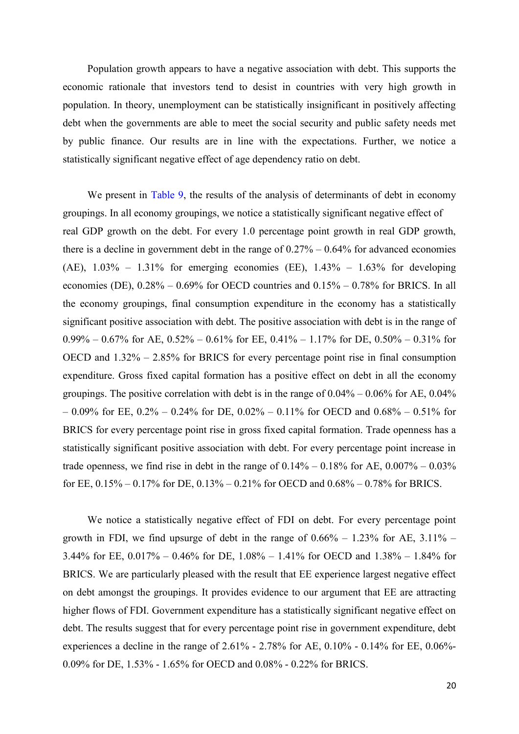Population growth appears to have a negative association with debt. This supports the economic rationale that investors tend to desist in countries with very high growth in population. In theory, unemployment can be statistically insignificant in positively affecting debt when the governments are able to meet the social security and public safety needs met by public finance. Our results are in line with the expectations. Further, we notice a statistically significant negative effect of age dependency ratio on debt.

We present in Table 9, the results of the analysis of determinants of debt in economy groupings. In all economy groupings, we notice a statistically significant negative effect of real GDP growth on the debt. For every 1.0 percentage point growth in real GDP growth, there is a decline in government debt in the range of 0.27% – 0.64% for advanced economies (AE), 1.03% – 1.31% for emerging economies (EE), 1.43% – 1.63% for developing economies (DE), 0.28% – 0.69% for OECD countries and 0.15% – 0.78% for BRICS. In all the economy groupings, final consumption expenditure in the economy has a statistically significant positive association with debt. The positive association with debt is in the range of 0.99% – 0.67% for AE, 0.52% – 0.61% for EE, 0.41% – 1.17% for DE, 0.50% – 0.31% for OECD and 1.32% – 2.85% for BRICS for every percentage point rise in final consumption expenditure. Gross fixed capital formation has a positive effect on debt in all the economy groupings. The positive correlation with debt is in the range of 0.04% – 0.06% for AE, 0.04% – 0.09% for EE, 0.2% – 0.24% for DE, 0.02% – 0.11% for OECD and 0.68% – 0.51% for BRICS for every percentage point rise in gross fixed capital formation. Trade openness has a statistically significant positive association with debt. For every percentage point increase in trade openness, we find rise in debt in the range of 0.14% – 0.18% for AE, 0.007% – 0.03% for EE, 0.15% – 0.17% for DE, 0.13% – 0.21% for OECD and 0.68% – 0.78% for BRICS.

We notice a statistically negative effect of FDI on debt. For every percentage point growth in FDI, we find upsurge of debt in the range of 0.66% – 1.23% for AE, 3.11% – 3.44% for EE, 0.017% – 0.46% for DE, 1.08% – 1.41% for OECD and 1.38% – 1.84% for BRICS. We are particularly pleased with the result that EE experience largest negative effect on debt amongst the groupings. It provides evidence to our argument that EE are attracting higher flows of FDI. Government expenditure has a statistically significant negative effect on debt. The results suggest that for every percentage point rise in government expenditure, debt experiences a decline in the range of 2.61% - 2.78% for AE, 0.10% - 0.14% for EE, 0.06%-0.09% for DE, 1.53% - 1.65% for OECD and 0.08% - 0.22% for BRICS.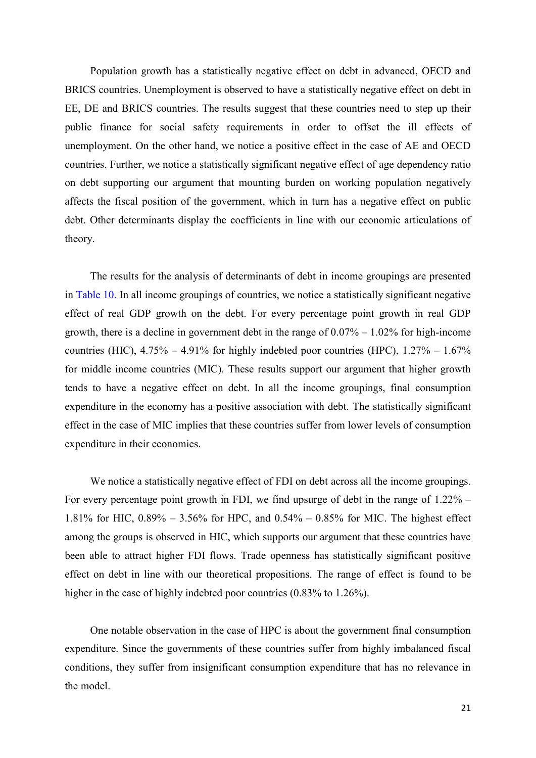Population growth has a statistically negative effect on debt in advanced, OECD and BRICS countries. Unemployment is observed to have a statistically negative effect on debt in EE, DE and BRICS countries. The results suggest that these countries need to step up their public finance for social safety requirements in order to offset the ill effects of unemployment. On the other hand, we notice a positive effect in the case of AE and OECD countries. Further, we notice a statistically significant negative effect of age dependency ratio on debt supporting our argument that mounting burden on working population negatively affects the fiscal position of the government, which in turn has a negative effect on public debt. Other determinants display the coefficients in line with our economic articulations of theory.

The results for the analysis of determinants of debt in income groupings are presented in Table 10. In all income groupings of countries, we notice a statistically significant negative effect of real GDP growth on the debt. For every percentage point growth in real GDP growth, there is a decline in government debt in the range of 0.07% – 1.02% for high-income countries (HIC), 4.75% – 4.91% for highly indebted poor countries (HPC), 1.27% – 1.67% for middle income countries (MIC). These results support our argument that higher growth tends to have a negative effect on debt. In all the income groupings, final consumption expenditure in the economy has a positive association with debt. The statistically significant effect in the case of MIC implies that these countries suffer from lower levels of consumption expenditure in their economies.

We notice a statistically negative effect of FDI on debt across all the income groupings. For every percentage point growth in FDI, we find upsurge of debt in the range of 1.22% – 1.81% for HIC, 0.89% – 3.56% for HPC, and 0.54% – 0.85% for MIC. The highest effect among the groups is observed in HIC, which supports our argument that these countries have been able to attract higher FDI flows. Trade openness has statistically significant positive effect on debt in line with our theoretical propositions. The range of effect is found to be higher in the case of highly indebted poor countries (0.83% to 1.26%).

One notable observation in the case of HPC is about the government final consumption expenditure. Since the governments of these countries suffer from highly imbalanced fiscal conditions, they suffer from insignificant consumption expenditure that has no relevance in the model.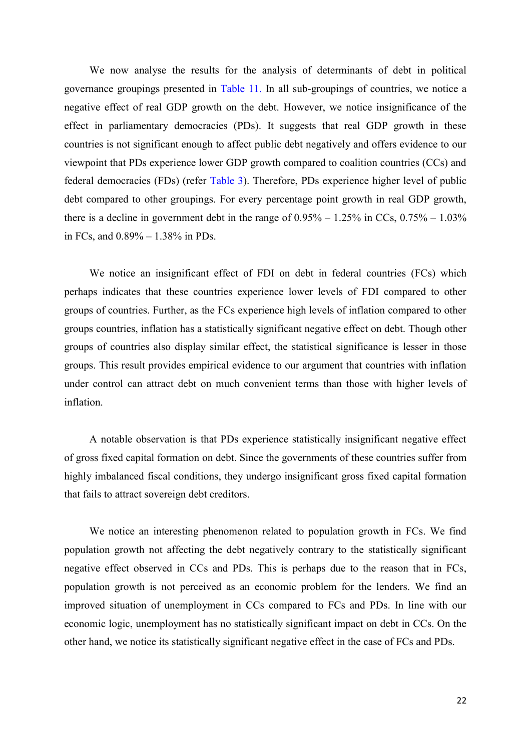We now analyse the results for the analysis of determinants of debt in political governance groupings presented in Table 11. In all sub-groupings of countries, we notice a negative effect of real GDP growth on the debt. However, we notice insignificance of the effect in parliamentary democracies (PDs). It suggests that real GDP growth in these countries is not significant enough to affect public debt negatively and offers evidence to our viewpoint that PDs experience lower GDP growth compared to coalition countries (CCs) and federal democracies (FDs) (refer Table 3). Therefore, PDs experience higher level of public debt compared to other groupings. For every percentage point growth in real GDP growth, there is a decline in government debt in the range of 0.95% – 1.25% in CCs, 0.75% – 1.03% in FCs, and 0.89% – 1.38% in PDs.

We notice an insignificant effect of FDI on debt in federal countries (FCs) which perhaps indicates that these countries experience lower levels of FDI compared to other groups of countries. Further, as the FCs experience high levels of inflation compared to other groups countries, inflation has a statistically significant negative effect on debt. Though other groups of countries also display similar effect, the statistical significance is lesser in those groups. This result provides empirical evidence to our argument that countries with inflation under control can attract debt on much convenient terms than those with higher levels of inflation.

A notable observation is that PDs experience statistically insignificant negative effect of gross fixed capital formation on debt. Since the governments of these countries suffer from highly imbalanced fiscal conditions, they undergo insignificant gross fixed capital formation that fails to attract sovereign debt creditors.

We notice an interesting phenomenon related to population growth in FCs. We find population growth not affecting the debt negatively contrary to the statistically significant negative effect observed in CCs and PDs. This is perhaps due to the reason that in FCs, population growth is not perceived as an economic problem for the lenders. We find an improved situation of unemployment in CCs compared to FCs and PDs. In line with our economic logic, unemployment has no statistically significant impact on debt in CCs. On the other hand, we notice its statistically significant negative effect in the case of FCs and PDs.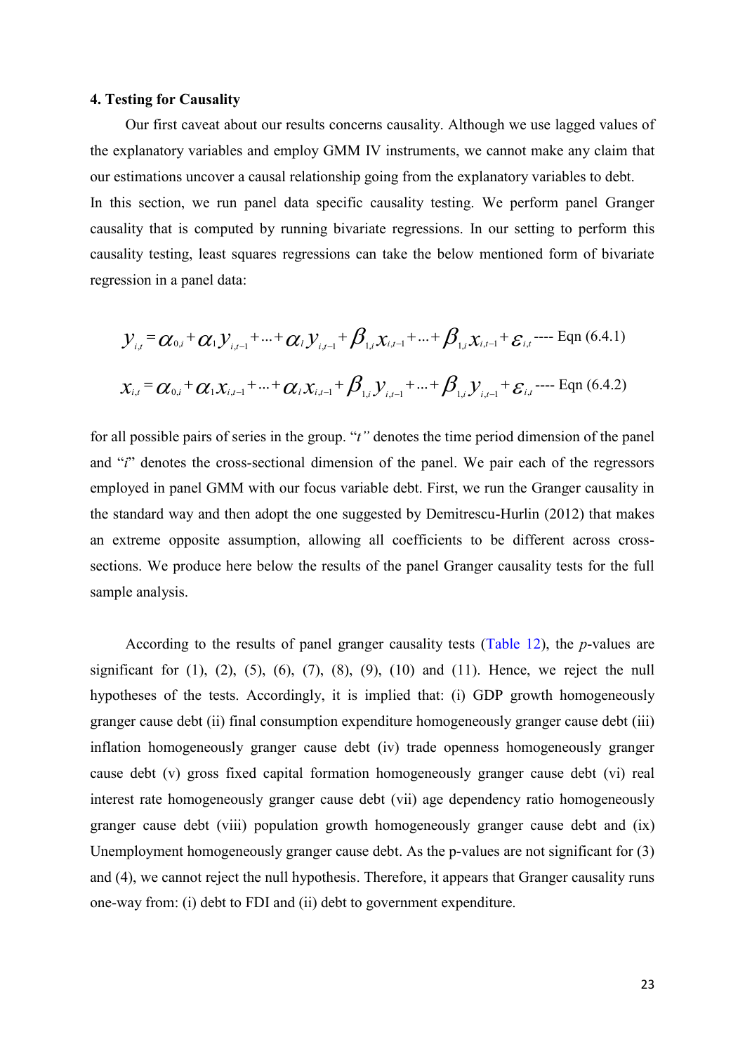**4. Testing for Causality**

Our first caveat about our results concerns causality. Although we use lagged values of the explanatory variables and employ GMM IV instruments, we cannot make any claim that our estimations uncover a causal relationship going from the explanatory variables to debt.

In this section, we run panel data specific causality testing. We perform panel Granger causality that is computed by running bivariate regressions. In our setting to perform this causality testing, least squares regressions can take the below mentioned form of bivariate regression in a panel data:

$$y_{i,t} = \alpha_{0,i} + \alpha_1 y_{i,t-1} + \ldots + \alpha_l y_{i,t-1} + \beta_{1,i} x_{i,t-1} + \ldots + \beta_{1,i} x_{i,t-1} + \varepsilon_{i,t} \text{ ---- Eqn (6.4.1)}$$

$$x_{i,t} = \alpha_{0,i} + \alpha_1 x_{i,t-1} + \ldots + \alpha_l x_{i,t-1} + \beta_{1,i} y_{i,t-1} + \ldots + \beta_{1,i} y_{i,t-1} + \varepsilon_{i,t} \text{ ---- Eqn (6.4.2)}$$

for all possible pairs of series in the group. "*t*" denotes the time period dimension of the panel and "*i*" denotes the cross-sectional dimension of the panel. We pair each of the regressors employed in panel GMM with our focus variable debt. First, we run the Granger causality in the standard way and then adopt the one suggested by Demitrescu-Hurlin (2012) that makes an extreme opposite assumption, allowing all coefficients to be different across cross-sections. We produce here below the results of the panel Granger causality tests for the full sample analysis.

According to the results of panel granger causality tests (Table 12), the *p*-values are significant for (1), (2), (5), (6), (7), (8), (9), (10) and (11). Hence, we reject the null hypotheses of the tests. Accordingly, it is implied that: (i) GDP growth homogeneously granger cause debt (ii) final consumption expenditure homogeneously granger cause debt (iii) inflation homogeneously granger cause debt (iv) trade openness homogeneously granger cause debt (v) gross fixed capital formation homogeneously granger cause debt (vi) real interest rate homogeneously granger cause debt (vii) age dependency ratio homogeneously granger cause debt (viii) population growth homogeneously granger cause debt and (ix) Unemployment homogeneously granger cause debt. As the p-values are not significant for (3) and (4), we cannot reject the null hypothesis. Therefore, it appears that Granger causality runs one-way from: (i) debt to FDI and (ii) debt to government expenditure.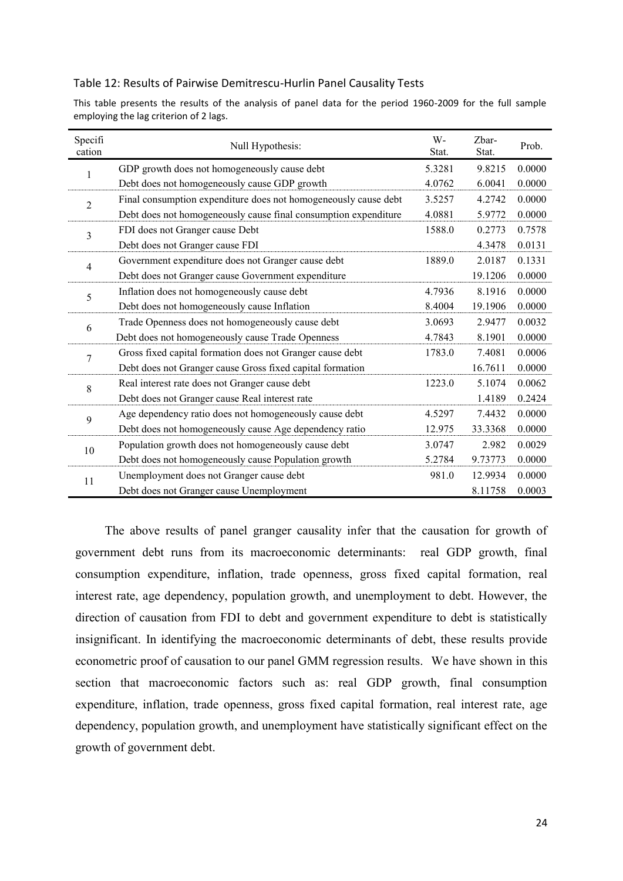Table 12: Results of Pairwise Demitrescu-Hurlin Panel Causality Tests

This table presents the results of the analysis of panel data for the period 1960-2009 for the full sample employing the lag criterion of 2 lags.

| Specification | Null Hypothesis: | W-Stat. | Zbar-Stat. | Prob. |
|---|---|---|---|---|
| 1 | GDP growth does not homogeneously cause debt | 5.3281 | 9.8215 | 0.0000 |
| | Debt does not homogeneously cause GDP growth | 4.0762 | 6.0041 | 0.0000 |
| 2 | Final consumption expenditure does not homogeneously cause debt | 3.5257 | 4.2742 | 0.0000 |
| | Debt does not homogeneously cause final consumption expenditure | 4.0881 | 5.9772 | 0.0000 |
| 3 | FDI does not Granger cause Debt | 1588.0 | 0.2773 | 0.7578 |
| | Debt does not Granger cause FDI | | 4.3478 | 0.0131 |
| 4 | Government expenditure does not Granger cause debt | 1889.0 | 2.0187 | 0.1331 |
| | Debt does not Granger cause Government expenditure | | 19.1206 | 0.0000 |
| 5 | Inflation does not homogeneously cause debt | 4.7936 | 8.1916 | 0.0000 |
| | Debt does not homogeneously cause Inflation | 8.4004 | 19.1906 | 0.0000 |
| 6 | Trade Openness does not homogeneously cause debt | 3.0693 | 2.9477 | 0.0032 |
| | Debt does not homogeneously cause Trade Openness | 4.7843 | 8.1901 | 0.0000 |
| 7 | Gross fixed capital formation does not Granger cause debt | 1783.0 | 7.4081 | 0.0006 |
| | Debt does not Granger cause Gross fixed capital formation | | 16.7611 | 0.0000 |
| 8 | Real interest rate does not Granger cause debt | 1223.0 | 5.1074 | 0.0062 |
| | Debt does not Granger cause Real interest rate | | 1.4189 | 0.2424 |
| 9 | Age dependency ratio does not homogeneously cause debt | 4.5297 | 7.4432 | 0.0000 |
| | Debt does not homogeneously cause Age dependency ratio | 12.975 | 33.3368 | 0.0000 |
| 10 | Population growth does not homogeneously cause debt | 3.0747 | 2.982 | 0.0029 |
| | Debt does not homogeneously cause Population growth | 5.2784 | 9.73773 | 0.0000 |
| 11 | Unemployment does not Granger cause debt | 981.0 | 12.9934 | 0.0000 |
| | Debt does not Granger cause Unemployment | | 8.11758 | 0.0003 |

The above results of panel granger causality infer that the causation for growth of government debt runs from its macroeconomic determinants: real GDP growth, final consumption expenditure, inflation, trade openness, gross fixed capital formation, real interest rate, age dependency, population growth, and unemployment to debt. However, the direction of causation from FDI to debt and government expenditure to debt is statistically insignificant. In identifying the macroeconomic determinants of debt, these results provide econometric proof of causation to our panel GMM regression results. We have shown in this section that macroeconomic factors such as: real GDP growth, final consumption expenditure, inflation, trade openness, gross fixed capital formation, real interest rate, age dependency, population growth, and unemployment have statistically significant effect on the growth of government debt.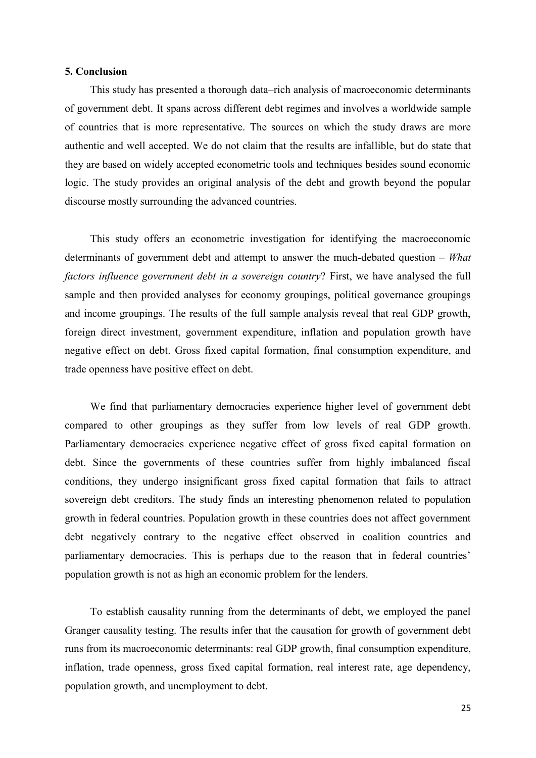## 5. Conclusion

This study has presented a thorough data–rich analysis of macroeconomic determinants of government debt. It spans across different debt regimes and involves a worldwide sample of countries that is more representative. The sources on which the study draws are more authentic and well accepted. We do not claim that the results are infallible, but do state that they are based on widely accepted econometric tools and techniques besides sound economic logic. The study provides an original analysis of the debt and growth beyond the popular discourse mostly surrounding the advanced countries.

This study offers an econometric investigation for identifying the macroeconomic determinants of government debt and attempt to answer the much-debated question – *What factors influence government debt in a sovereign country*? First, we have analysed the full sample and then provided analyses for economy groupings, political governance groupings and income groupings. The results of the full sample analysis reveal that real GDP growth, foreign direct investment, government expenditure, inflation and population growth have negative effect on debt. Gross fixed capital formation, final consumption expenditure, and trade openness have positive effect on debt.

We find that parliamentary democracies experience higher level of government debt compared to other groupings as they suffer from low levels of real GDP growth. Parliamentary democracies experience negative effect of gross fixed capital formation on debt. Since the governments of these countries suffer from highly imbalanced fiscal conditions, they undergo insignificant gross fixed capital formation that fails to attract sovereign debt creditors. The study finds an interesting phenomenon related to population growth in federal countries. Population growth in these countries does not affect government debt negatively contrary to the negative effect observed in coalition countries and parliamentary democracies. This is perhaps due to the reason that in federal countries' population growth is not as high an economic problem for the lenders.

To establish causality running from the determinants of debt, we employed the panel Granger causality testing. The results infer that the causation for growth of government debt runs from its macroeconomic determinants: real GDP growth, final consumption expenditure, inflation, trade openness, gross fixed capital formation, real interest rate, age dependency, population growth, and unemployment to debt.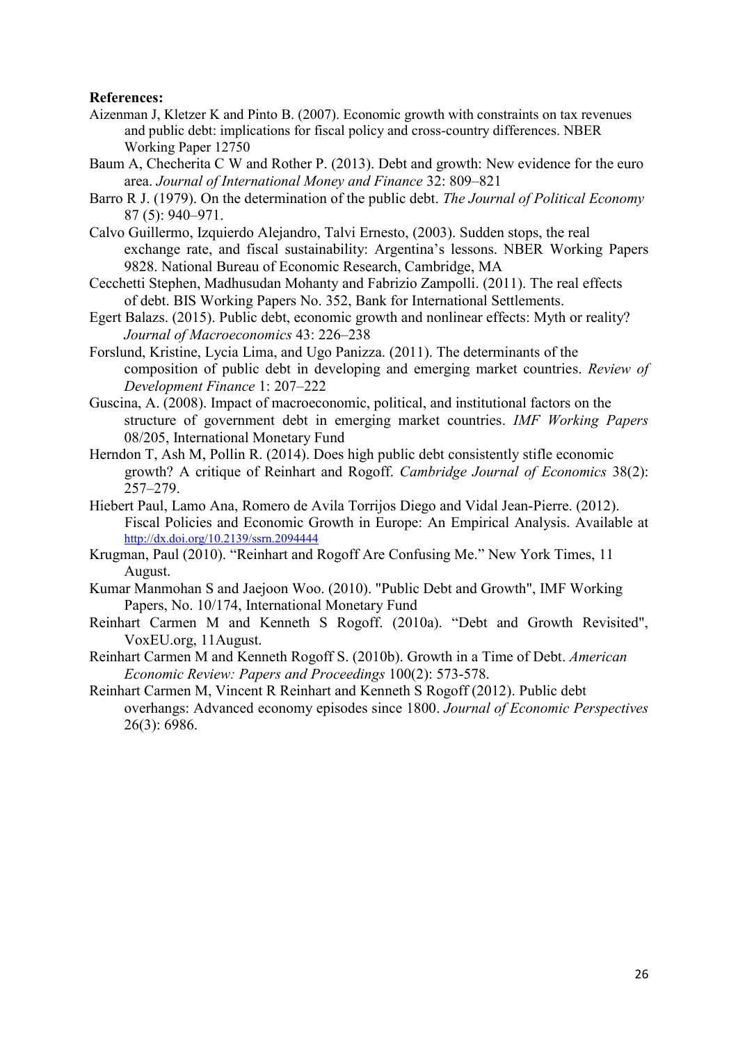**References:**

Aizenman J, Kletzer K and Pinto B. (2007). Economic growth with constraints on tax revenues and public debt: implications for fiscal policy and cross-country differences. NBER Working Paper 12750

Baum A, Checherita C W and Rother P. (2013). Debt and growth: New evidence for the euro area. *Journal of International Money and Finance* 32: 809–821

Barro R J. (1979). On the determination of the public debt. *The Journal of Political Economy* 87 (5): 940–971.

Calvo Guillermo, Izquierdo Alejandro, Talvi Ernesto, (2003). Sudden stops, the real exchange rate, and fiscal sustainability: Argentina's lessons. NBER Working Papers 9828. National Bureau of Economic Research, Cambridge, MA

Cecchetti Stephen, Madhusudan Mohanty and Fabrizio Zampolli. (2011). The real effects of debt. BIS Working Papers No. 352, Bank for International Settlements.

Egert Balazs. (2015). Public debt, economic growth and nonlinear effects: Myth or reality? *Journal of Macroeconomics* 43: 226–238

Forslund, Kristine, Lycia Lima, and Ugo Panizza. (2011). The determinants of the composition of public debt in developing and emerging market countries. *Review of Development Finance* 1: 207–222

Guscina, A. (2008). Impact of macroeconomic, political, and institutional factors on the structure of government debt in emerging market countries. *IMF Working Papers* 08/205, International Monetary Fund

Herndon T, Ash M, Pollin R. (2014). Does high public debt consistently stifle economic growth? A critique of Reinhart and Rogoff. *Cambridge Journal of Economics* 38(2): 257–279.

Hiebert Paul, Lamo Ana, Romero de Avila Torrijos Diego and Vidal Jean-Pierre. (2012). Fiscal Policies and Economic Growth in Europe: An Empirical Analysis. Available at http://dx.doi.org/10.2139/ssrn.2094444

Krugman, Paul (2010). "Reinhart and Rogoff Are Confusing Me." New York Times, 11 August.

Kumar Manmohan S and Jaejoon Woo. (2010). "Public Debt and Growth", IMF Working Papers, No. 10/174, International Monetary Fund

Reinhart Carmen M and Kenneth S Rogoff. (2010a). "Debt and Growth Revisited", VoxEU.org, 11August.

Reinhart Carmen M and Kenneth Rogoff S. (2010b). Growth in a Time of Debt. *American Economic Review: Papers and Proceedings* 100(2): 573-578.

Reinhart Carmen M, Vincent R Reinhart and Kenneth S Rogoff (2012). Public debt overhangs: Advanced economy episodes since 1800. *Journal of Economic Perspectives* 26(3): 6986.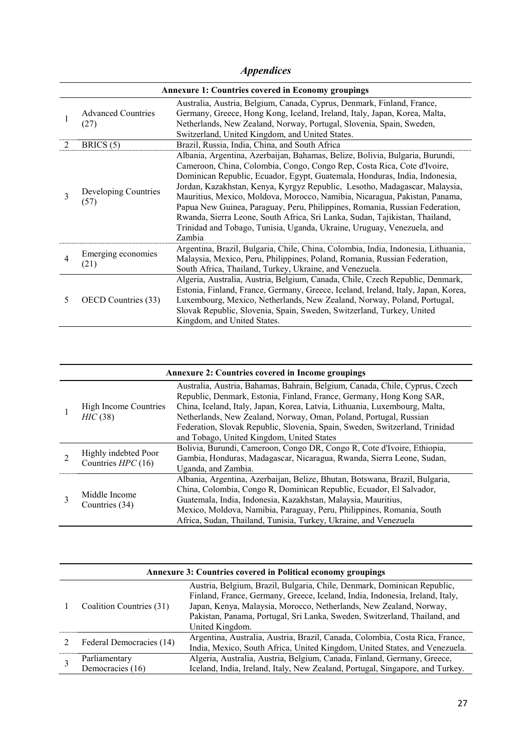# *Appendices*

| Annexure 1: Countries covered in Economy groupings | | |
|---|---|---|
| 1 | Advanced Countries (27) | Australia, Austria, Belgium, Canada, Cyprus, Denmark, Finland, France, Germany, Greece, Hong Kong, Iceland, Ireland, Italy, Japan, Korea, Malta, Netherlands, New Zealand, Norway, Portugal, Slovenia, Spain, Sweden, Switzerland, United Kingdom, and United States. |
| 2 | BRICS (5) | Brazil, Russia, India, China, and South Africa |
| 3 | Developing Countries (57) | Albania, Argentina, Azerbaijan, Bahamas, Belize, Bolivia, Bulgaria, Burundi, Cameroon, China, Colombia, Congo, Congo Rep, Costa Rica, Cote d'Ivoire, Dominican Republic, Ecuador, Egypt, Guatemala, Honduras, India, Indonesia, Jordan, Kazakhstan, Kenya, Kyrgyz Republic, Lesotho, Madagascar, Malaysia, Mauritius, Mexico, Moldova, Morocco, Namibia, Nicaragua, Pakistan, Panama, Papua New Guinea, Paraguay, Peru, Philippines, Romania, Russian Federation, Rwanda, Sierra Leone, South Africa, Sri Lanka, Sudan, Tajikistan, Thailand, Trinidad and Tobago, Tunisia, Uganda, Ukraine, Uruguay, Venezuela, and Zambia |
| 4 | Emerging economies (21) | Argentina, Brazil, Bulgaria, Chile, China, Colombia, India, Indonesia, Lithuania, Malaysia, Mexico, Peru, Philippines, Poland, Romania, Russian Federation, South Africa, Thailand, Turkey, Ukraine, and Venezuela. |
| 5 | OECD Countries (33) | Algeria, Australia, Austria, Belgium, Canada, Chile, Czech Republic, Denmark, Estonia, Finland, France, Germany, Greece, Iceland, Ireland, Italy, Japan, Korea, Luxembourg, Mexico, Netherlands, New Zealand, Norway, Poland, Portugal, Slovak Republic, Slovenia, Spain, Sweden, Switzerland, Turkey, United Kingdom, and United States. |

| Annexure 2: Countries covered in Income groupings | | |
|---|---|---|
| 1 | High Income Countries *HIC* (38) | Australia, Austria, Bahamas, Bahrain, Belgium, Canada, Chile, Cyprus, Czech Republic, Denmark, Estonia, Finland, France, Germany, Hong Kong SAR, China, Iceland, Italy, Japan, Korea, Latvia, Lithuania, Luxembourg, Malta, Netherlands, New Zealand, Norway, Oman, Poland, Portugal, Russian Federation, Slovak Republic, Slovenia, Spain, Sweden, Switzerland, Trinidad and Tobago, United Kingdom, United States |
| 2 | Highly indebted Poor Countries *HPC* (16) | Bolivia, Burundi, Cameroon, Congo DR, Congo R, Cote d'Ivoire, Ethiopia, Gambia, Honduras, Madagascar, Nicaragua, Rwanda, Sierra Leone, Sudan, Uganda, and Zambia. |
| 3 | Middle Income Countries (34) | Albania, Argentina, Azerbaijan, Belize, Bhutan, Botswana, Brazil, Bulgaria, China, Colombia, Congo R, Dominican Republic, Ecuador, El Salvador, Guatemala, India, Indonesia, Kazakhstan, Malaysia, Mauritius, Mexico, Moldova, Namibia, Paraguay, Peru, Philippines, Romania, South Africa, Sudan, Thailand, Tunisia, Turkey, Ukraine, and Venezuela |

| Annexure 3: Countries covered in Political economy groupings | | |
|---|---|---|
| 1 | Coalition Countries (31) | Austria, Belgium, Brazil, Bulgaria, Chile, Denmark, Dominican Republic, Finland, France, Germany, Greece, Iceland, India, Indonesia, Ireland, Italy, Japan, Kenya, Malaysia, Morocco, Netherlands, New Zealand, Norway, Pakistan, Panama, Portugal, Sri Lanka, Sweden, Switzerland, Thailand, and United Kingdom. |
| 2 | Federal Democracies (14) | Argentina, Australia, Austria, Brazil, Canada, Colombia, Costa Rica, France, India, Mexico, South Africa, United Kingdom, United States, and Venezuela. |
| 3 | Parliamentary Democracies (16) | Algeria, Australia, Austria, Belgium, Canada, Finland, Germany, Greece, Iceland, India, Ireland, Italy, New Zealand, Portugal, Singapore, and Turkey. |